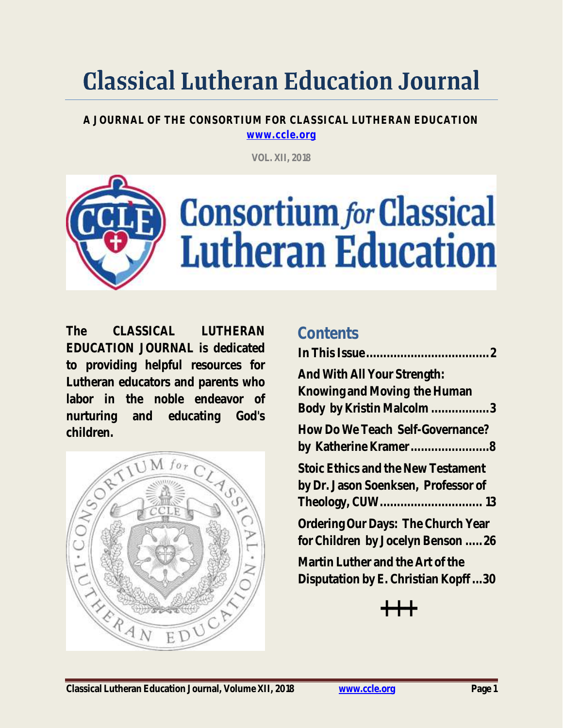# Classical Lutheran Education Journal

**A JOURNAL OF THE CONSORTIUM FOR CLASSICAL LUTHERAN EDUCATION**
**www.ccle.org**

VOL. XII, 2018

**The CLASSICAL LUTHERAN EDUCATION JOURNAL is dedicated to providing helpful resources for Lutheran educators and parents who labor in the noble endeavor of nurturing and educating God's children.**

## Contents

**In This Issue....................................2**

**And With All Your Strength: Knowing and Moving the Human Body by Kristin Malcolm .................3**

**How Do We Teach Self-Governance? by Katherine Kramer.......................8**

**Stoic Ethics and the New Testament by Dr. Jason Soenksen, Professor of Theology, CUW............................. 13**

**Ordering Our Days: The Church Year for Children by Jocelyn Benson .....26**

**Martin Luther and the Art of the Disputation by E. Christian Kopff ...30**

+++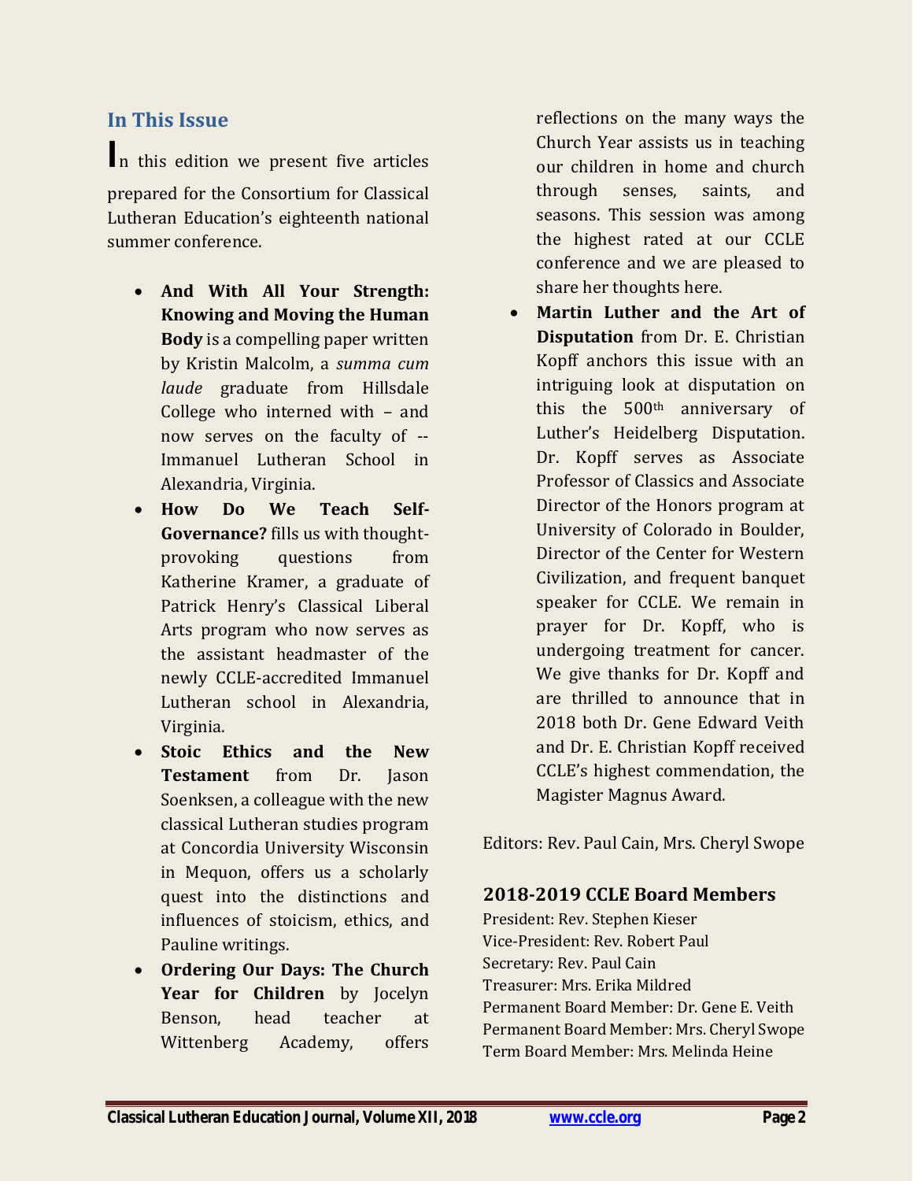## In This Issue

In this edition we present five articles prepared for the Consortium for Classical Lutheran Education's eighteenth national summer conference.

- **And With All Your Strength: Knowing and Moving the Human Body** is a compelling paper written by Kristin Malcolm, a *summa cum laude* graduate from Hillsdale College who interned with – and now serves on the faculty of -- Immanuel Lutheran School in Alexandria, Virginia.
- **How Do We Teach Self-Governance?** fills us with thought-provoking questions from Katherine Kramer, a graduate of Patrick Henry's Classical Liberal Arts program who now serves as the assistant headmaster of the newly CCLE-accredited Immanuel Lutheran school in Alexandria, Virginia.
- **Stoic Ethics and the New Testament** from Dr. Jason Soenksen, a colleague with the new classical Lutheran studies program at Concordia University Wisconsin in Mequon, offers us a scholarly quest into the distinctions and influences of stoicism, ethics, and Pauline writings.
- **Ordering Our Days: The Church Year for Children** by Jocelyn Benson, head teacher at Wittenberg Academy, offers reflections on the many ways the Church Year assists us in teaching our children in home and church through senses, saints, and seasons. This session was among the highest rated at our CCLE conference and we are pleased to share her thoughts here.
- **Martin Luther and the Art of Disputation** from Dr. E. Christian Kopff anchors this issue with an intriguing look at disputation on this the 500th anniversary of Luther's Heidelberg Disputation. Dr. Kopff serves as Associate Professor of Classics and Associate Director of the Honors program at University of Colorado in Boulder, Director of the Center for Western Civilization, and frequent banquet speaker for CCLE. We remain in prayer for Dr. Kopff, who is undergoing treatment for cancer. We give thanks for Dr. Kopff and are thrilled to announce that in 2018 both Dr. Gene Edward Veith and Dr. E. Christian Kopff received CCLE's highest commendation, the Magister Magnus Award.

Editors: Rev. Paul Cain, Mrs. Cheryl Swope

### 2018-2019 CCLE Board Members

President: Rev. Stephen Kieser
Vice-President: Rev. Robert Paul
Secretary: Rev. Paul Cain
Treasurer: Mrs. Erika Mildred
Permanent Board Member: Dr. Gene E. Veith
Permanent Board Member: Mrs. Cheryl Swope
Term Board Member: Mrs. Melinda Heine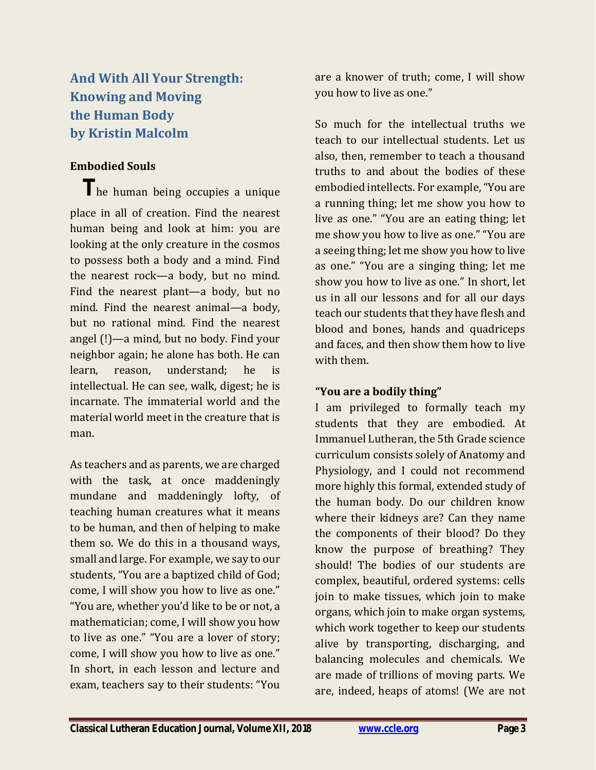## And With All Your Strength: Knowing and Moving the Human Body by Kristin Malcolm

### Embodied Souls

The human being occupies a unique place in all of creation. Find the nearest human being and look at him: you are looking at the only creature in the cosmos to possess both a body and a mind. Find the nearest rock—a body, but no mind. Find the nearest plant—a body, but no mind. Find the nearest animal—a body, but no rational mind. Find the nearest angel (!)—a mind, but no body. Find your neighbor again; he alone has both. He can learn, reason, understand; he is intellectual. He can see, walk, digest; he is incarnate. The immaterial world and the material world meet in the creature that is man.

As teachers and as parents, we are charged with the task, at once maddeningly mundane and maddeningly lofty, of teaching human creatures what it means to be human, and then of helping to make them so. We do this in a thousand ways, small and large. For example, we say to our students, "You are a baptized child of God; come, I will show you how to live as one." "You are, whether you'd like to be or not, a mathematician; come, I will show you how to live as one." "You are a lover of story; come, I will show you how to live as one." In short, in each lesson and lecture and exam, teachers say to their students: "You are a knower of truth; come, I will show you how to live as one."

So much for the intellectual truths we teach to our intellectual students. Let us also, then, remember to teach a thousand truths to and about the bodies of these embodied intellects. For example, "You are a running thing; let me show you how to live as one." "You are an eating thing; let me show you how to live as one." "You are a seeing thing; let me show you how to live as one." "You are a singing thing; let me show you how to live as one." In short, let us in all our lessons and for all our days teach our students that they have flesh and blood and bones, hands and quadriceps and faces, and then show them how to live with them.

### "You are a bodily thing"

I am privileged to formally teach my students that they are embodied. At Immanuel Lutheran, the 5th Grade science curriculum consists solely of Anatomy and Physiology, and I could not recommend more highly this formal, extended study of the human body. Do our children know where their kidneys are? Can they name the components of their blood? Do they know the purpose of breathing? They should! The bodies of our students are complex, beautiful, ordered systems: cells join to make tissues, which join to make organs, which join to make organ systems, which work together to keep our students alive by transporting, discharging, and balancing molecules and chemicals. We are made of trillions of moving parts. We are, indeed, heaps of atoms! (We are not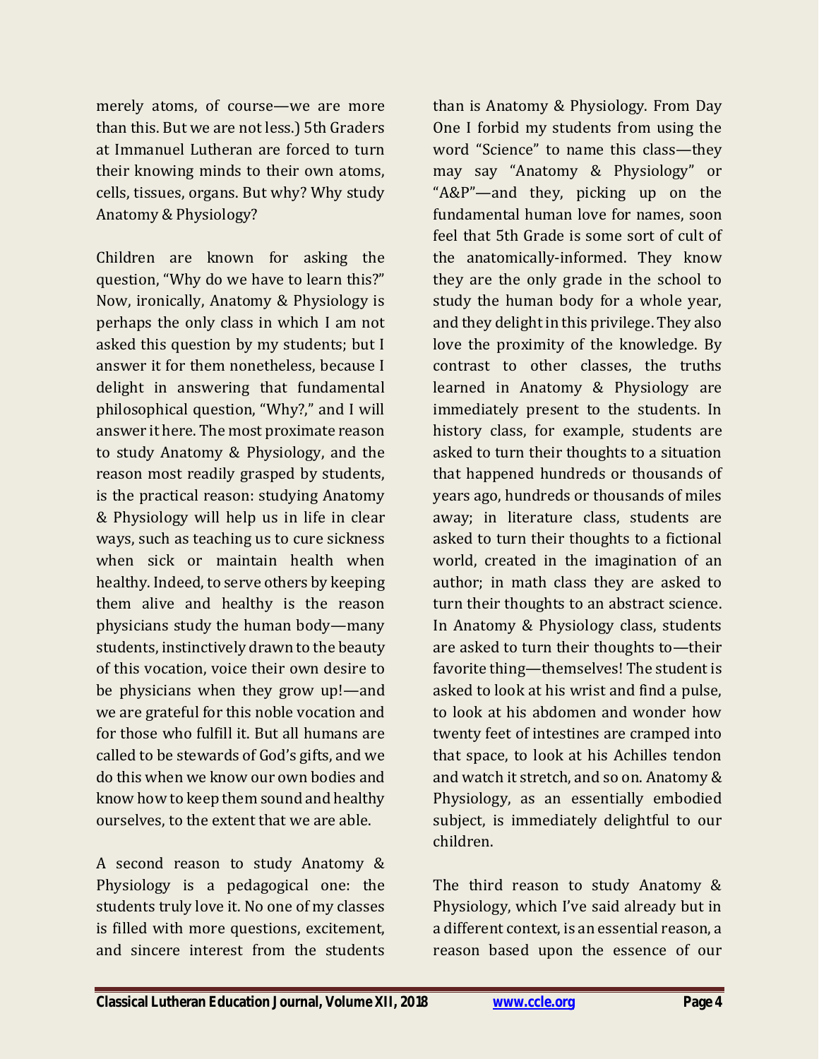merely atoms, of course—we are more than this. But we are not less.) 5th Graders at Immanuel Lutheran are forced to turn their knowing minds to their own atoms, cells, tissues, organs. But why? Why study Anatomy & Physiology?

Children are known for asking the question, "Why do we have to learn this?" Now, ironically, Anatomy & Physiology is perhaps the only class in which I am not asked this question by my students; but I answer it for them nonetheless, because I delight in answering that fundamental philosophical question, "Why?," and I will answer it here. The most proximate reason to study Anatomy & Physiology, and the reason most readily grasped by students, is the practical reason: studying Anatomy & Physiology will help us in life in clear ways, such as teaching us to cure sickness when sick or maintain health when healthy. Indeed, to serve others by keeping them alive and healthy is the reason physicians study the human body—many students, instinctively drawn to the beauty of this vocation, voice their own desire to be physicians when they grow up!—and we are grateful for this noble vocation and for those who fulfill it. But all humans are called to be stewards of God's gifts, and we do this when we know our own bodies and know how to keep them sound and healthy ourselves, to the extent that we are able.

A second reason to study Anatomy & Physiology is a pedagogical one: the students truly love it. No one of my classes is filled with more questions, excitement, and sincere interest from the students than is Anatomy & Physiology. From Day One I forbid my students from using the word "Science" to name this class—they may say "Anatomy & Physiology" or "A&P"—and they, picking up on the fundamental human love for names, soon feel that 5th Grade is some sort of cult of the anatomically-informed. They know they are the only grade in the school to study the human body for a whole year, and they delight in this privilege. They also love the proximity of the knowledge. By contrast to other classes, the truths learned in Anatomy & Physiology are immediately present to the students. In history class, for example, students are asked to turn their thoughts to a situation that happened hundreds or thousands of years ago, hundreds or thousands of miles away; in literature class, students are asked to turn their thoughts to a fictional world, created in the imagination of an author; in math class they are asked to turn their thoughts to an abstract science. In Anatomy & Physiology class, students are asked to turn their thoughts to—their favorite thing—themselves! The student is asked to look at his wrist and find a pulse, to look at his abdomen and wonder how twenty feet of intestines are cramped into that space, to look at his Achilles tendon and watch it stretch, and so on. Anatomy & Physiology, as an essentially embodied subject, is immediately delightful to our children.

The third reason to study Anatomy & Physiology, which I've said already but in a different context, is an essential reason, a reason based upon the essence of our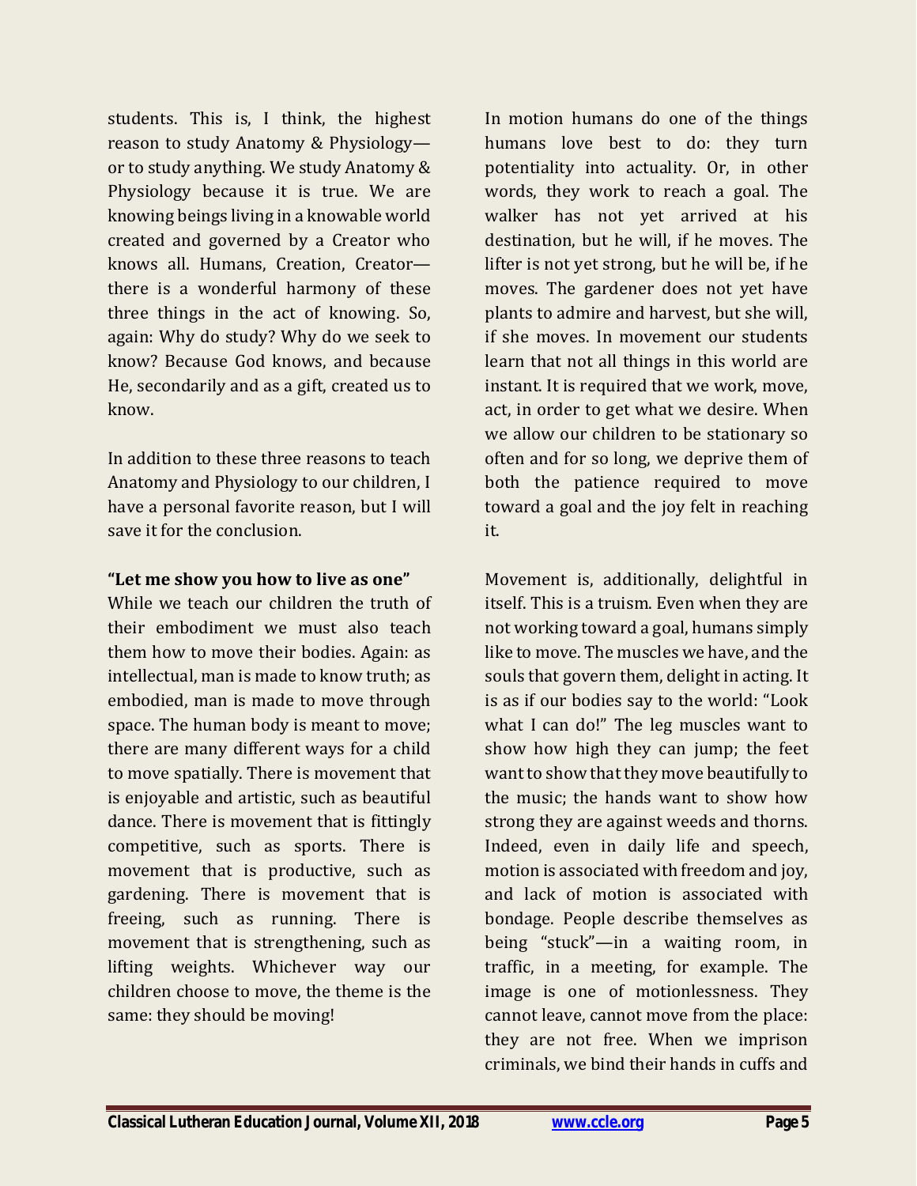students. This is, I think, the highest reason to study Anatomy & Physiology—or to study anything. We study Anatomy & Physiology because it is true. We are knowing beings living in a knowable world created and governed by a Creator who knows all. Humans, Creation, Creator—there is a wonderful harmony of these three things in the act of knowing. So, again: Why do study? Why do we seek to know? Because God knows, and because He, secondarily and as a gift, created us to know.

In addition to these three reasons to teach Anatomy and Physiology to our children, I have a personal favorite reason, but I will save it for the conclusion.

**"Let me show you how to live as one"**

While we teach our children the truth of their embodiment we must also teach them how to move their bodies. Again: as intellectual, man is made to know truth; as embodied, man is made to move through space. The human body is meant to move; there are many different ways for a child to move spatially. There is movement that is enjoyable and artistic, such as beautiful dance. There is movement that is fittingly competitive, such as sports. There is movement that is productive, such as gardening. There is movement that is freeing, such as running. There is movement that is strengthening, such as lifting weights. Whichever way our children choose to move, the theme is the same: they should be moving!

In motion humans do one of the things humans love best to do: they turn potentiality into actuality. Or, in other words, they work to reach a goal. The walker has not yet arrived at his destination, but he will, if he moves. The lifter is not yet strong, but he will be, if he moves. The gardener does not yet have plants to admire and harvest, but she will, if she moves. In movement our students learn that not all things in this world are instant. It is required that we work, move, act, in order to get what we desire. When we allow our children to be stationary so often and for so long, we deprive them of both the patience required to move toward a goal and the joy felt in reaching it.

Movement is, additionally, delightful in itself. This is a truism. Even when they are not working toward a goal, humans simply like to move. The muscles we have, and the souls that govern them, delight in acting. It is as if our bodies say to the world: "Look what I can do!" The leg muscles want to show how high they can jump; the feet want to show that they move beautifully to the music; the hands want to show how strong they are against weeds and thorns. Indeed, even in daily life and speech, motion is associated with freedom and joy, and lack of motion is associated with bondage. People describe themselves as being "stuck"—in a waiting room, in traffic, in a meeting, for example. The image is one of motionlessness. They cannot leave, cannot move from the place: they are not free. When we imprison criminals, we bind their hands in cuffs and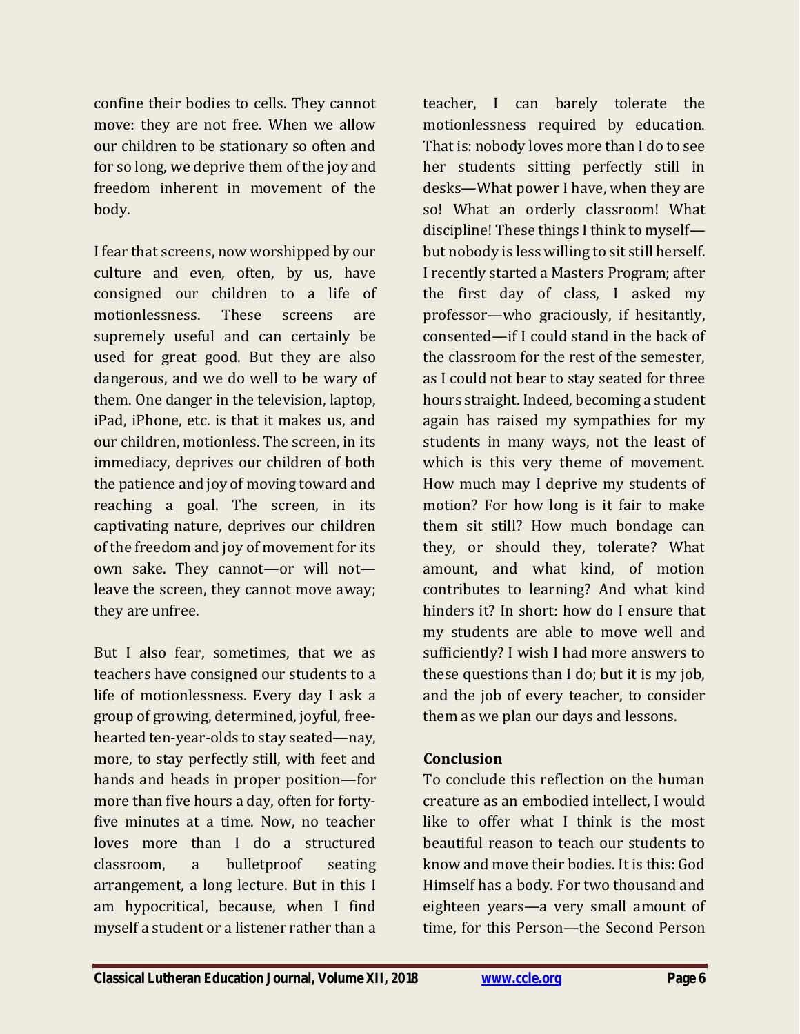confine their bodies to cells. They cannot move: they are not free. When we allow our children to be stationary so often and for so long, we deprive them of the joy and freedom inherent in movement of the body.

I fear that screens, now worshipped by our culture and even, often, by us, have consigned our children to a life of motionlessness. These screens are supremely useful and can certainly be used for great good. But they are also dangerous, and we do well to be wary of them. One danger in the television, laptop, iPad, iPhone, etc. is that it makes us, and our children, motionless. The screen, in its immediacy, deprives our children of both the patience and joy of moving toward and reaching a goal. The screen, in its captivating nature, deprives our children of the freedom and joy of movement for its own sake. They cannot—or will not—leave the screen, they cannot move away; they are unfree.

But I also fear, sometimes, that we as teachers have consigned our students to a life of motionlessness. Every day I ask a group of growing, determined, joyful, free-hearted ten-year-olds to stay seated—nay, more, to stay perfectly still, with feet and hands and heads in proper position—for more than five hours a day, often for forty-five minutes at a time. Now, no teacher loves more than I do a structured classroom, a bulletproof seating arrangement, a long lecture. But in this I am hypocritical, because, when I find myself a student or a listener rather than a teacher, I can barely tolerate the motionlessness required by education. That is: nobody loves more than I do to see her students sitting perfectly still in desks—What power I have, when they are so! What an orderly classroom! What discipline! These things I think to myself—but nobody is less willing to sit still herself. I recently started a Masters Program; after the first day of class, I asked my professor—who graciously, if hesitantly, consented—if I could stand in the back of the classroom for the rest of the semester, as I could not bear to stay seated for three hours straight. Indeed, becoming a student again has raised my sympathies for my students in many ways, not the least of which is this very theme of movement. How much may I deprive my students of motion? For how long is it fair to make them sit still? How much bondage can they, or should they, tolerate? What amount, and what kind, of motion contributes to learning? And what kind hinders it? In short: how do I ensure that my students are able to move well and sufficiently? I wish I had more answers to these questions than I do; but it is my job, and the job of every teacher, to consider them as we plan our days and lessons.

**Conclusion**

To conclude this reflection on the human creature as an embodied intellect, I would like to offer what I think is the most beautiful reason to teach our students to know and move their bodies. It is this: God Himself has a body. For two thousand and eighteen years—a very small amount of time, for this Person—the Second Person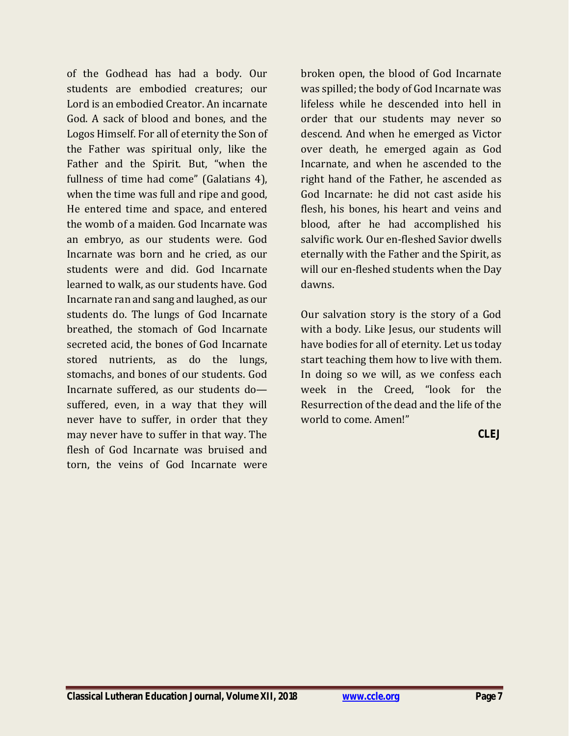of the Godhead has had a body. Our students are embodied creatures; our Lord is an embodied Creator. An incarnate God. A sack of blood and bones, and the Logos Himself. For all of eternity the Son of the Father was spiritual only, like the Father and the Spirit. But, "when the fullness of time had come" (Galatians 4), when the time was full and ripe and good, He entered time and space, and entered the womb of a maiden. God Incarnate was an embryo, as our students were. God Incarnate was born and he cried, as our students were and did. God Incarnate learned to walk, as our students have. God Incarnate ran and sang and laughed, as our students do. The lungs of God Incarnate breathed, the stomach of God Incarnate secreted acid, the bones of God Incarnate stored nutrients, as do the lungs, stomachs, and bones of our students. God Incarnate suffered, as our students do—suffered, even, in a way that they will never have to suffer, in order that they may never have to suffer in that way. The flesh of God Incarnate was bruised and torn, the veins of God Incarnate were broken open, the blood of God Incarnate was spilled; the body of God Incarnate was lifeless while he descended into hell in order that our students may never so descend. And when he emerged as Victor over death, he emerged again as God Incarnate, and when he ascended to the right hand of the Father, he ascended as God Incarnate: he did not cast aside his flesh, his bones, his heart and veins and blood, after he had accomplished his salvific work. Our en-fleshed Savior dwells eternally with the Father and the Spirit, as will our en-fleshed students when the Day dawns.

Our salvation story is the story of a God with a body. Like Jesus, our students will have bodies for all of eternity. Let us today start teaching them how to live with them. In doing so we will, as we confess each week in the Creed, "look for the Resurrection of the dead and the life of the world to come. Amen!"

**CLEJ**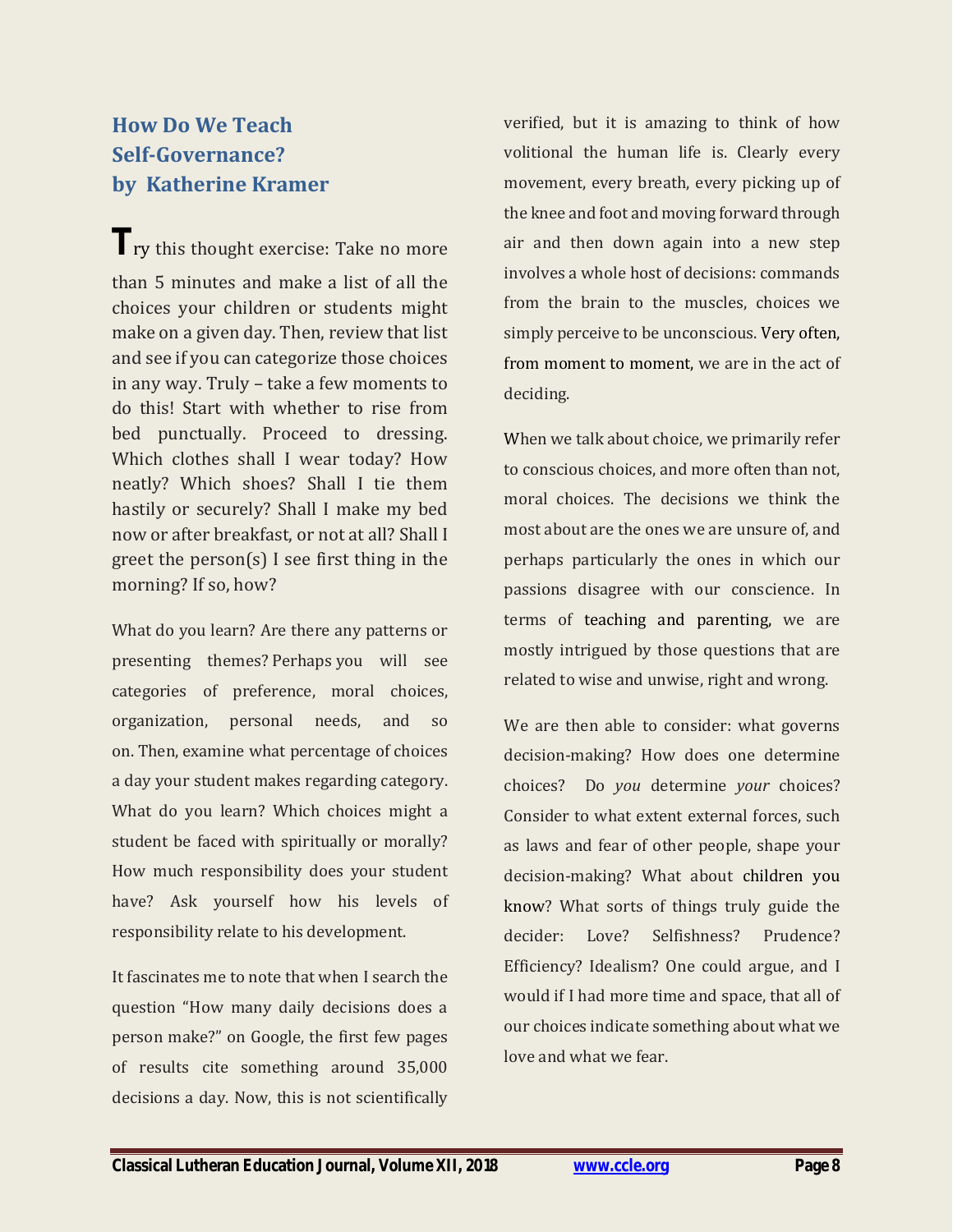## How Do We Teach Self-Governance?
## by Katherine Kramer

Try this thought exercise: Take no more than 5 minutes and make a list of all the choices your children or students might make on a given day. Then, review that list and see if you can categorize those choices in any way. Truly – take a few moments to do this! Start with whether to rise from bed punctually. Proceed to dressing. Which clothes shall I wear today? How neatly? Which shoes? Shall I tie them hastily or securely? Shall I make my bed now or after breakfast, or not at all? Shall I greet the person(s) I see first thing in the morning? If so, how?

What do you learn? Are there any patterns or presenting themes? Perhaps you will see categories of preference, moral choices, organization, personal needs, and so on. Then, examine what percentage of choices a day your student makes regarding category. What do you learn? Which choices might a student be faced with spiritually or morally? How much responsibility does your student have? Ask yourself how his levels of responsibility relate to his development.

It fascinates me to note that when I search the question "How many daily decisions does a person make?" on Google, the first few pages of results cite something around 35,000 decisions a day. Now, this is not scientifically verified, but it is amazing to think of how volitional the human life is. Clearly every movement, every breath, every picking up of the knee and foot and moving forward through air and then down again into a new step involves a whole host of decisions: commands from the brain to the muscles, choices we simply perceive to be unconscious. Very often, from moment to moment, we are in the act of deciding.

When we talk about choice, we primarily refer to conscious choices, and more often than not, moral choices. The decisions we think the most about are the ones we are unsure of, and perhaps particularly the ones in which our passions disagree with our conscience. In terms of teaching and parenting, we are mostly intrigued by those questions that are related to wise and unwise, right and wrong.

We are then able to consider: what governs decision-making? How does one determine choices? Do *you* determine *your* choices? Consider to what extent external forces, such as laws and fear of other people, shape your decision-making? What about children you know? What sorts of things truly guide the decider: Love? Selfishness? Prudence? Efficiency? Idealism? One could argue, and I would if I had more time and space, that all of our choices indicate something about what we love and what we fear.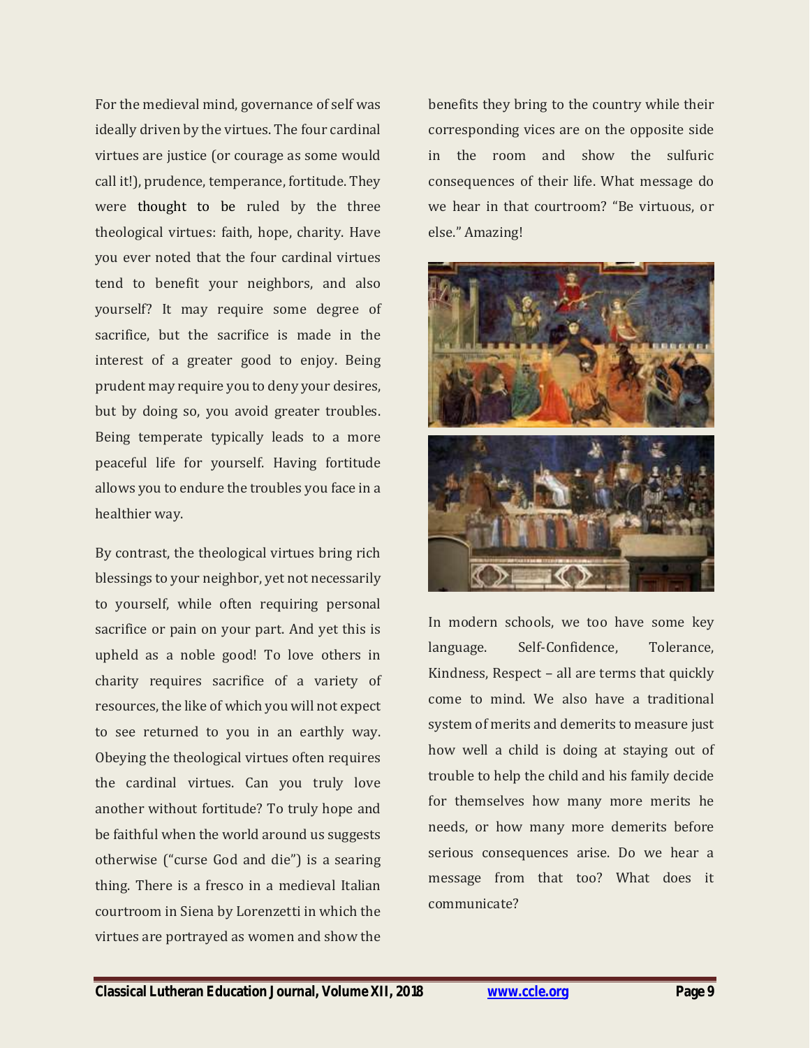For the medieval mind, governance of self was ideally driven by the virtues. The four cardinal virtues are justice (or courage as some would call it!), prudence, temperance, fortitude. They were thought to be ruled by the three theological virtues: faith, hope, charity. Have you ever noted that the four cardinal virtues tend to benefit your neighbors, and also yourself? It may require some degree of sacrifice, but the sacrifice is made in the interest of a greater good to enjoy. Being prudent may require you to deny your desires, but by doing so, you avoid greater troubles. Being temperate typically leads to a more peaceful life for yourself. Having fortitude allows you to endure the troubles you face in a healthier way.

By contrast, the theological virtues bring rich blessings to your neighbor, yet not necessarily to yourself, while often requiring personal sacrifice or pain on your part. And yet this is upheld as a noble good! To love others in charity requires sacrifice of a variety of resources, the like of which you will not expect to see returned to you in an earthly way. Obeying the theological virtues often requires the cardinal virtues. Can you truly love another without fortitude? To truly hope and be faithful when the world around us suggests otherwise ("curse God and die") is a searing thing. There is a fresco in a medieval Italian courtroom in Siena by Lorenzetti in which the virtues are portrayed as women and show the benefits they bring to the country while their corresponding vices are on the opposite side in the room and show the sulfuric consequences of their life. What message do we hear in that courtroom? "Be virtuous, or else." Amazing!

In modern schools, we too have some key language. Self-Confidence, Tolerance, Kindness, Respect – all are terms that quickly come to mind. We also have a traditional system of merits and demerits to measure just how well a child is doing at staying out of trouble to help the child and his family decide for themselves how many more merits he needs, or how many more demerits before serious consequences arise. Do we hear a message from that too? What does it communicate?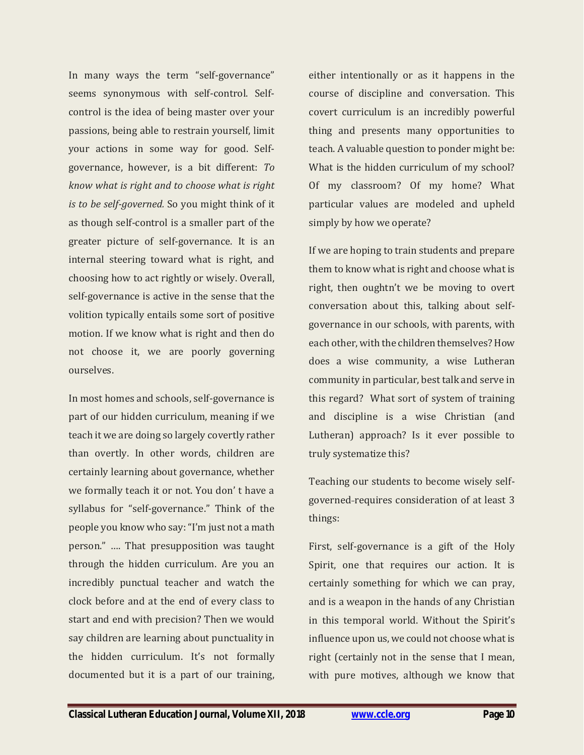In many ways the term "self-governance" seems synonymous with self-control. Self-control is the idea of being master over your passions, being able to restrain yourself, limit your actions in some way for good. Self-governance, however, is a bit different: *To know what is right and to choose what is right is to be self-governed.* So you might think of it as though self-control is a smaller part of the greater picture of self-governance. It is an internal steering toward what is right, and choosing how to act rightly or wisely. Overall, self-governance is active in the sense that the volition typically entails some sort of positive motion. If we know what is right and then do not choose it, we are poorly governing ourselves.

In most homes and schools, self-governance is part of our hidden curriculum, meaning if we teach it we are doing so largely covertly rather than overtly. In other words, children are certainly learning about governance, whether we formally teach it or not. You don' t have a syllabus for "self-governance." Think of the people you know who say: "I'm just not a math person." …. That presupposition was taught through the hidden curriculum. Are you an incredibly punctual teacher and watch the clock before and at the end of every class to start and end with precision? Then we would say children are learning about punctuality in the hidden curriculum. It's not formally documented but it is a part of our training, either intentionally or as it happens in the course of discipline and conversation. This covert curriculum is an incredibly powerful thing and presents many opportunities to teach. A valuable question to ponder might be: What is the hidden curriculum of my school? Of my classroom? Of my home? What particular values are modeled and upheld simply by how we operate?

If we are hoping to train students and prepare them to know what is right and choose what is right, then oughtn't we be moving to overt conversation about this, talking about self-governance in our schools, with parents, with each other, with the children themselves? How does a wise community, a wise Lutheran community in particular, best talk and serve in this regard? What sort of system of training and discipline is a wise Christian (and Lutheran) approach? Is it ever possible to truly systematize this?

Teaching our students to become wisely self-governed-requires consideration of at least 3 things:

First, self-governance is a gift of the Holy Spirit, one that requires our action. It is certainly something for which we can pray, and is a weapon in the hands of any Christian in this temporal world. Without the Spirit's influence upon us, we could not choose what is right (certainly not in the sense that I mean, with pure motives, although we know that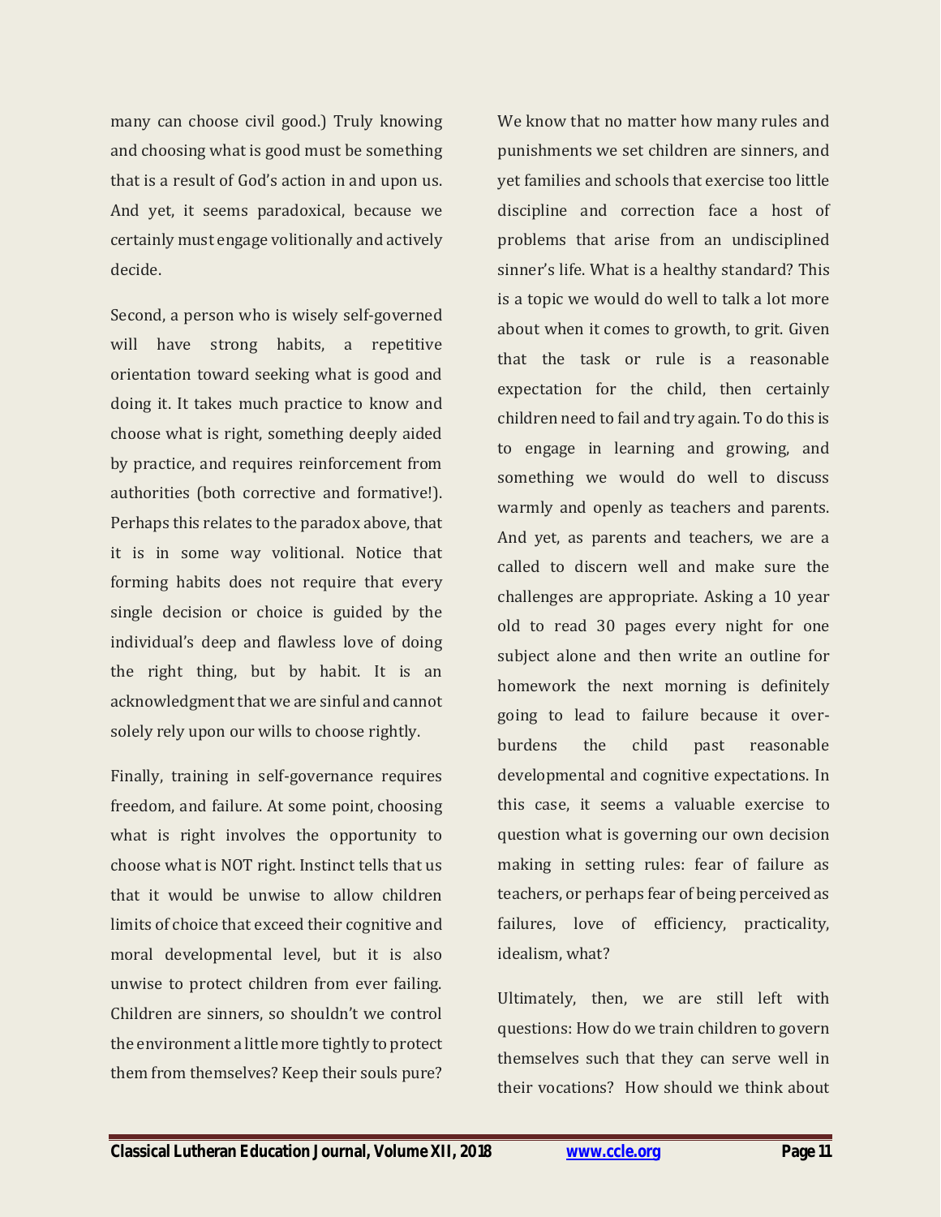many can choose civil good.) Truly knowing and choosing what is good must be something that is a result of God's action in and upon us. And yet, it seems paradoxical, because we certainly must engage volitionally and actively decide.

Second, a person who is wisely self-governed will have strong habits, a repetitive orientation toward seeking what is good and doing it. It takes much practice to know and choose what is right, something deeply aided by practice, and requires reinforcement from authorities (both corrective and formative!). Perhaps this relates to the paradox above, that it is in some way volitional. Notice that forming habits does not require that every single decision or choice is guided by the individual's deep and flawless love of doing the right thing, but by habit. It is an acknowledgment that we are sinful and cannot solely rely upon our wills to choose rightly.

Finally, training in self-governance requires freedom, and failure. At some point, choosing what is right involves the opportunity to choose what is NOT right. Instinct tells that us that it would be unwise to allow children limits of choice that exceed their cognitive and moral developmental level, but it is also unwise to protect children from ever failing. Children are sinners, so shouldn't we control the environment a little more tightly to protect them from themselves? Keep their souls pure? We know that no matter how many rules and punishments we set children are sinners, and yet families and schools that exercise too little discipline and correction face a host of problems that arise from an undisciplined sinner's life. What is a healthy standard? This is a topic we would do well to talk a lot more about when it comes to growth, to grit. Given that the task or rule is a reasonable expectation for the child, then certainly children need to fail and try again. To do this is to engage in learning and growing, and something we would do well to discuss warmly and openly as teachers and parents. And yet, as parents and teachers, we are a called to discern well and make sure the challenges are appropriate. Asking a 10 year old to read 30 pages every night for one subject alone and then write an outline for homework the next morning is definitely going to lead to failure because it over-burdens the child past reasonable developmental and cognitive expectations. In this case, it seems a valuable exercise to question what is governing our own decision making in setting rules: fear of failure as teachers, or perhaps fear of being perceived as failures, love of efficiency, practicality, idealism, what?

Ultimately, then, we are still left with questions: How do we train children to govern themselves such that they can serve well in their vocations? How should we think about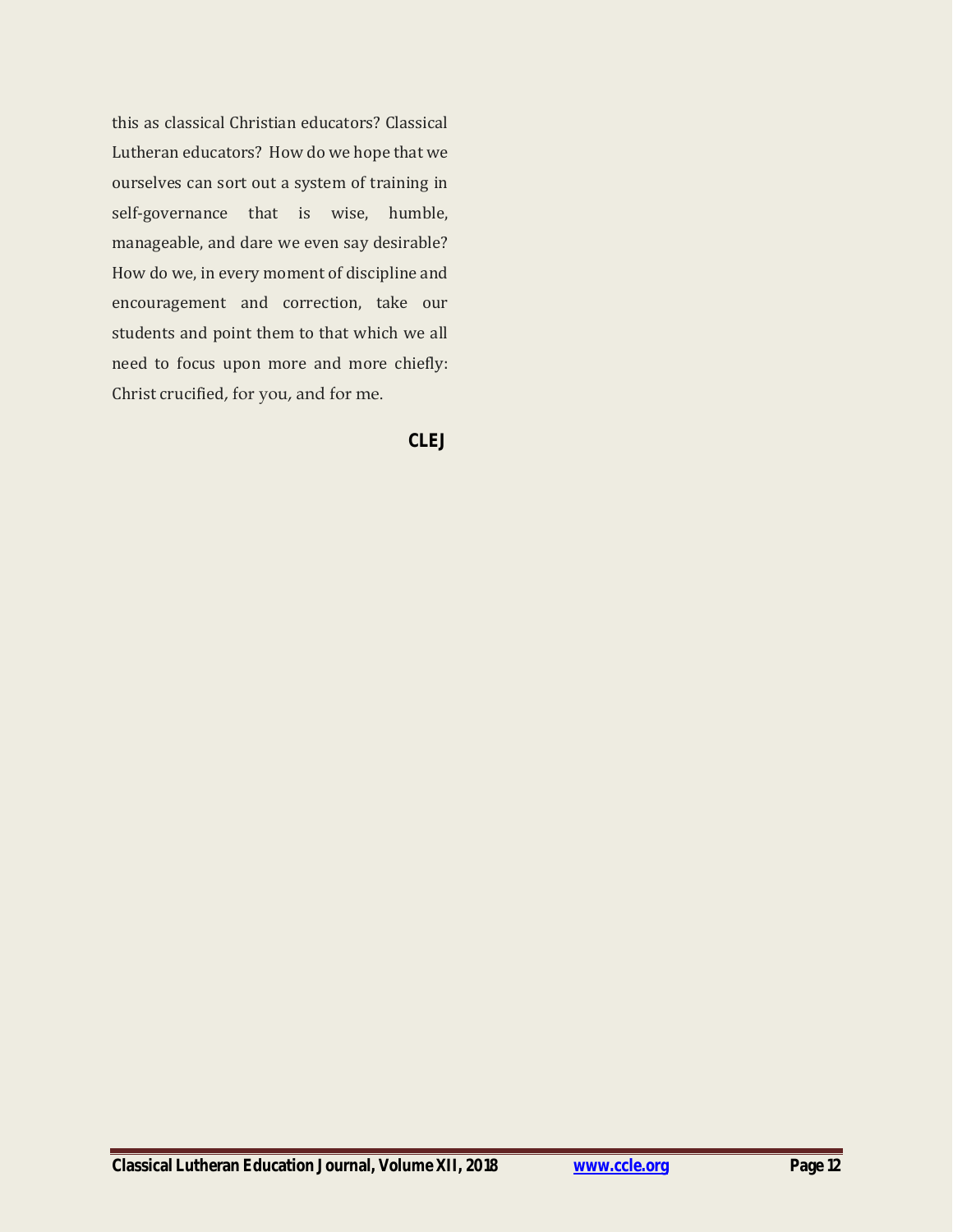this as classical Christian educators? Classical Lutheran educators? How do we hope that we ourselves can sort out a system of training in self-governance that is wise, humble, manageable, and dare we even say desirable? How do we, in every moment of discipline and encouragement and correction, take our students and point them to that which we all need to focus upon more and more chiefly: Christ crucified, for you, and for me.

**CLEJ**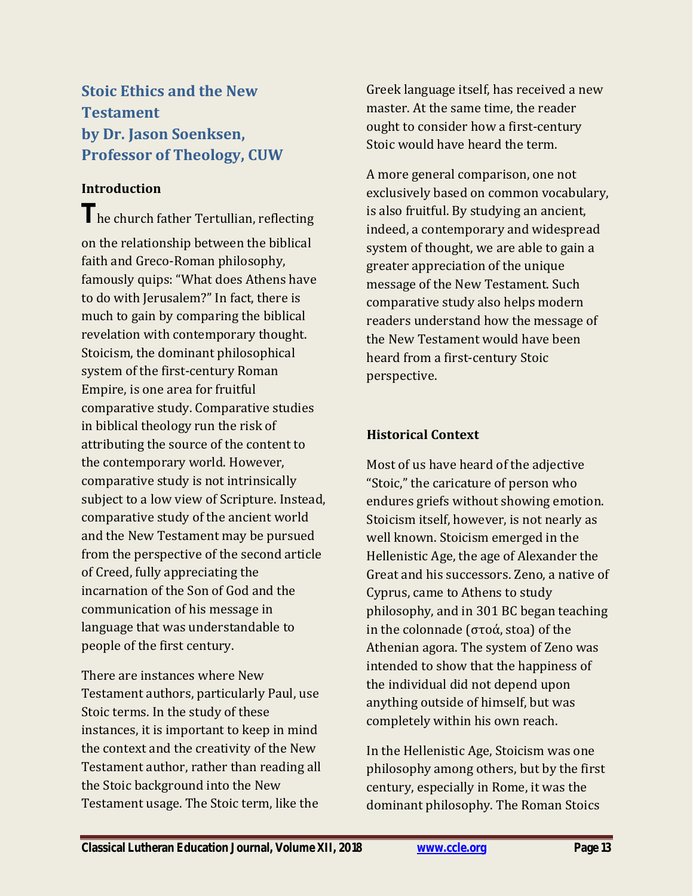## Stoic Ethics and the New Testament
## by Dr. Jason Soenksen, Professor of Theology, CUW

### Introduction

The church father Tertullian, reflecting on the relationship between the biblical faith and Greco-Roman philosophy, famously quips: “What does Athens have to do with Jerusalem?” In fact, there is much to gain by comparing the biblical revelation with contemporary thought. Stoicism, the dominant philosophical system of the first-century Roman Empire, is one area for fruitful comparative study. Comparative studies in biblical theology run the risk of attributing the source of the content to the contemporary world. However, comparative study is not intrinsically subject to a low view of Scripture. Instead, comparative study of the ancient world and the New Testament may be pursued from the perspective of the second article of Creed, fully appreciating the incarnation of the Son of God and the communication of his message in language that was understandable to people of the first century.

There are instances where New Testament authors, particularly Paul, use Stoic terms. In the study of these instances, it is important to keep in mind the context and the creativity of the New Testament author, rather than reading all the Stoic background into the New Testament usage. The Stoic term, like the Greek language itself, has received a new master. At the same time, the reader ought to consider how a first-century Stoic would have heard the term.

A more general comparison, one not exclusively based on common vocabulary, is also fruitful. By studying an ancient, indeed, a contemporary and widespread system of thought, we are able to gain a greater appreciation of the unique message of the New Testament. Such comparative study also helps modern readers understand how the message of the New Testament would have been heard from a first-century Stoic perspective.

### Historical Context

Most of us have heard of the adjective “Stoic,” the caricature of person who endures griefs without showing emotion. Stoicism itself, however, is not nearly as well known. Stoicism emerged in the Hellenistic Age, the age of Alexander the Great and his successors. Zeno, a native of Cyprus, came to Athens to study philosophy, and in 301 BC began teaching in the colonnade (στοά, stoa) of the Athenian agora. The system of Zeno was intended to show that the happiness of the individual did not depend upon anything outside of himself, but was completely within his own reach.

In the Hellenistic Age, Stoicism was one philosophy among others, but by the first century, especially in Rome, it was the dominant philosophy. The Roman Stoics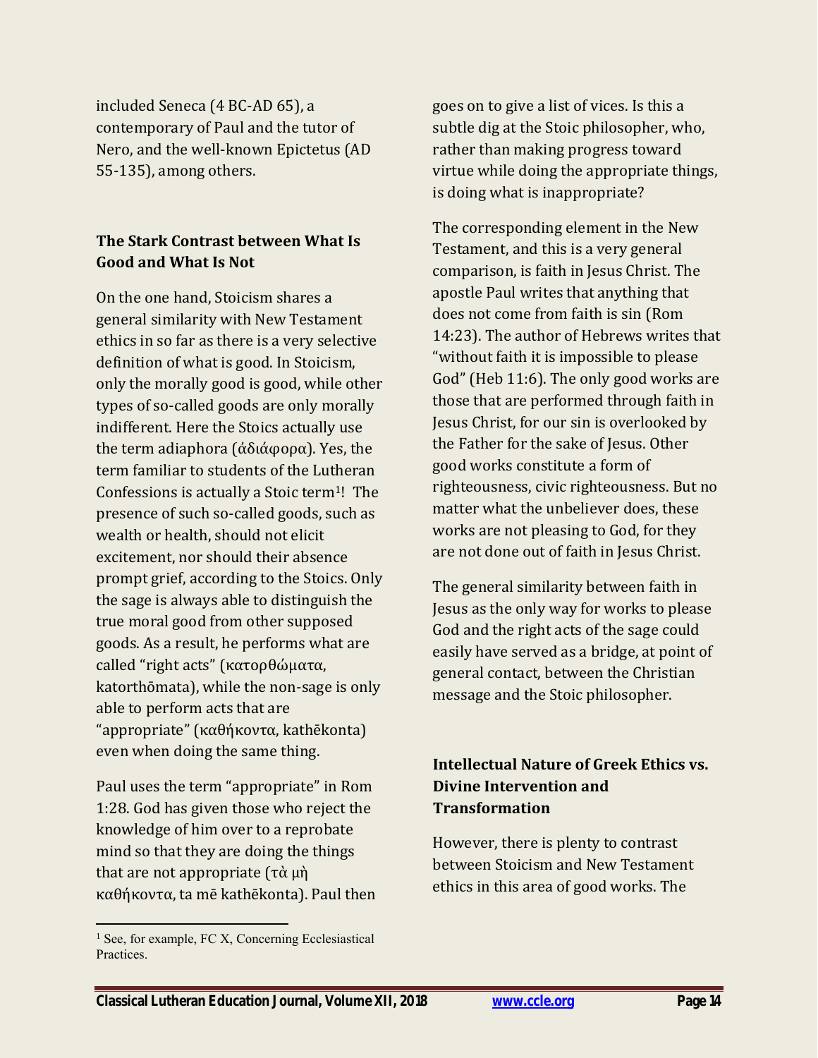included Seneca (4 BC-AD 65), a contemporary of Paul and the tutor of Nero, and the well-known Epictetus (AD 55-135), among others.

## The Stark Contrast between What Is Good and What Is Not

On the one hand, Stoicism shares a general similarity with New Testament ethics in so far as there is a very selective definition of what is good. In Stoicism, only the morally good is good, while other types of so-called goods are only morally indifferent. Here the Stoics actually use the term adiaphora (ἀδιάφορα). Yes, the term familiar to students of the Lutheran Confessions is actually a Stoic term[1]! The presence of such so-called goods, such as wealth or health, should not elicit excitement, nor should their absence prompt grief, according to the Stoics. Only the sage is always able to distinguish the true moral good from other supposed goods. As a result, he performs what are called "right acts" (κατορθώματα, katorthōmata), while the non-sage is only able to perform acts that are "appropriate" (καθήκοντα, kathēkonta) even when doing the same thing.

Paul uses the term "appropriate" in Rom 1:28. God has given those who reject the knowledge of him over to a reprobate mind so that they are doing the things that are not appropriate (τὰ μὴ καθήκοντα, ta mē kathēkonta). Paul then goes on to give a list of vices. Is this a subtle dig at the Stoic philosopher, who, rather than making progress toward virtue while doing the appropriate things, is doing what is inappropriate?

The corresponding element in the New Testament, and this is a very general comparison, is faith in Jesus Christ. The apostle Paul writes that anything that does not come from faith is sin (Rom 14:23). The author of Hebrews writes that "without faith it is impossible to please God" (Heb 11:6). The only good works are those that are performed through faith in Jesus Christ, for our sin is overlooked by the Father for the sake of Jesus. Other good works constitute a form of righteousness, civic righteousness. But no matter what the unbeliever does, these works are not pleasing to God, for they are not done out of faith in Jesus Christ.

The general similarity between faith in Jesus as the only way for works to please God and the right acts of the sage could easily have served as a bridge, at point of general contact, between the Christian message and the Stoic philosopher.

## Intellectual Nature of Greek Ethics vs. Divine Intervention and Transformation

However, there is plenty to contrast between Stoicism and New Testament ethics in this area of good works. The

[1] See, for example, FC X, Concerning Ecclesiastical Practices.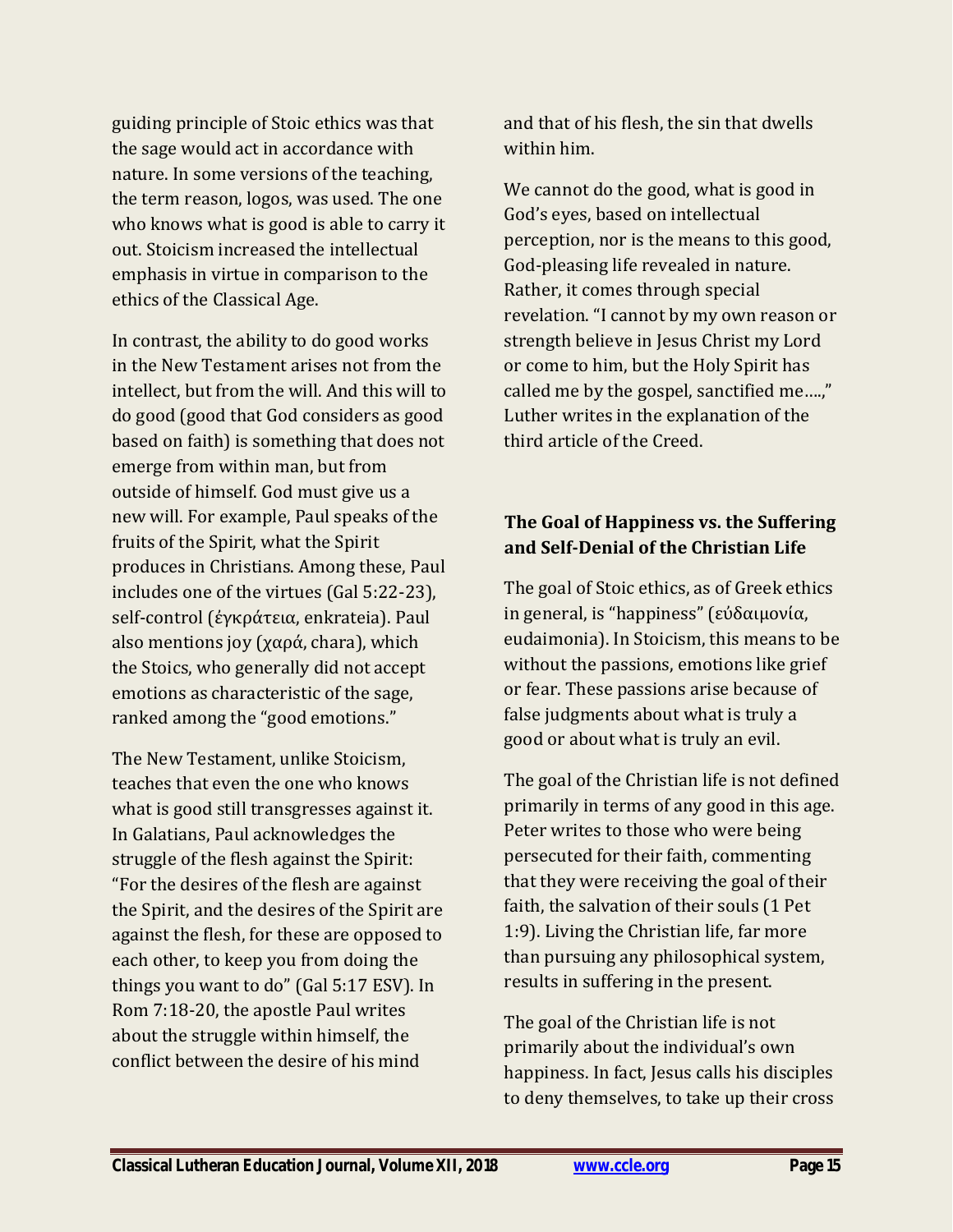guiding principle of Stoic ethics was that the sage would act in accordance with nature. In some versions of the teaching, the term reason, logos, was used. The one who knows what is good is able to carry it out. Stoicism increased the intellectual emphasis in virtue in comparison to the ethics of the Classical Age.

In contrast, the ability to do good works in the New Testament arises not from the intellect, but from the will. And this will to do good (good that God considers as good based on faith) is something that does not emerge from within man, but from outside of himself. God must give us a new will. For example, Paul speaks of the fruits of the Spirit, what the Spirit produces in Christians. Among these, Paul includes one of the virtues (Gal 5:22-23), self-control (ἐγκράτεια, enkrateia). Paul also mentions joy (χαρά, chara), which the Stoics, who generally did not accept emotions as characteristic of the sage, ranked among the "good emotions."

The New Testament, unlike Stoicism, teaches that even the one who knows what is good still transgresses against it. In Galatians, Paul acknowledges the struggle of the flesh against the Spirit: "For the desires of the flesh are against the Spirit, and the desires of the Spirit are against the flesh, for these are opposed to each other, to keep you from doing the things you want to do" (Gal 5:17 ESV). In Rom 7:18-20, the apostle Paul writes about the struggle within himself, the conflict between the desire of his mind and that of his flesh, the sin that dwells within him.

We cannot do the good, what is good in God's eyes, based on intellectual perception, nor is the means to this good, God-pleasing life revealed in nature. Rather, it comes through special revelation. "I cannot by my own reason or strength believe in Jesus Christ my Lord or come to him, but the Holy Spirit has called me by the gospel, sanctified me….," Luther writes in the explanation of the third article of the Creed.

### The Goal of Happiness vs. the Suffering and Self-Denial of the Christian Life

The goal of Stoic ethics, as of Greek ethics in general, is "happiness" (εὐδαιμονία, eudaimonia). In Stoicism, this means to be without the passions, emotions like grief or fear. These passions arise because of false judgments about what is truly a good or about what is truly an evil.

The goal of the Christian life is not defined primarily in terms of any good in this age. Peter writes to those who were being persecuted for their faith, commenting that they were receiving the goal of their faith, the salvation of their souls (1 Pet 1:9). Living the Christian life, far more than pursuing any philosophical system, results in suffering in the present.

The goal of the Christian life is not primarily about the individual's own happiness. In fact, Jesus calls his disciples to deny themselves, to take up their cross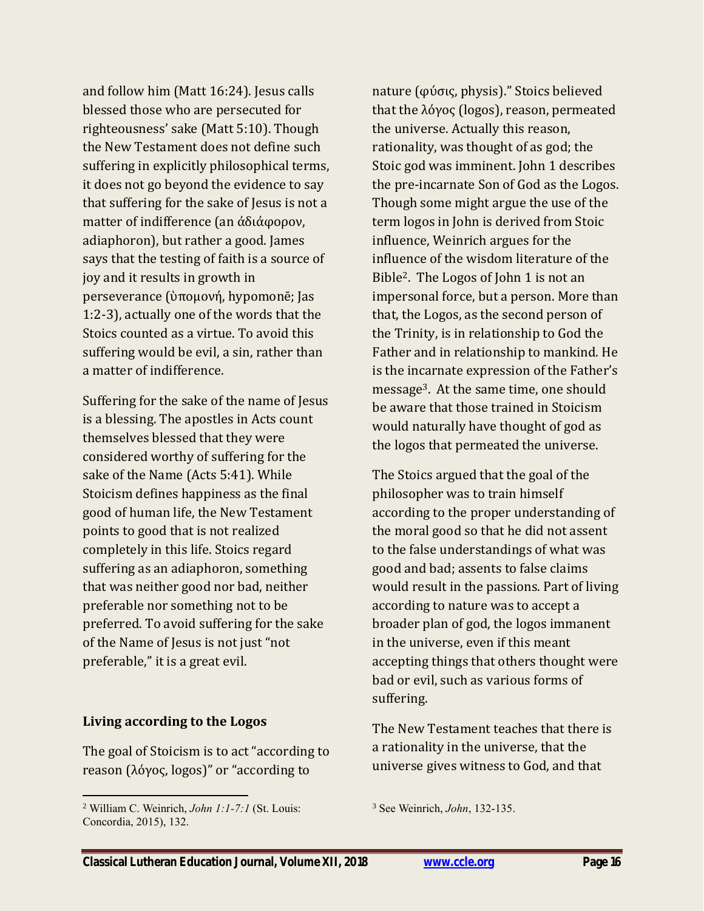and follow him (Matt 16:24). Jesus calls blessed those who are persecuted for righteousness' sake (Matt 5:10). Though the New Testament does not define such suffering in explicitly philosophical terms, it does not go beyond the evidence to say that suffering for the sake of Jesus is not a matter of indifference (an ἀδιάφορον, adiaphoron), but rather a good. James says that the testing of faith is a source of joy and it results in growth in perseverance (ὑπομονή, hypomonē; Jas 1:2-3), actually one of the words that the Stoics counted as a virtue. To avoid this suffering would be evil, a sin, rather than a matter of indifference.

Suffering for the sake of the name of Jesus is a blessing. The apostles in Acts count themselves blessed that they were considered worthy of suffering for the sake of the Name (Acts 5:41). While Stoicism defines happiness as the final good of human life, the New Testament points to good that is not realized completely in this life. Stoics regard suffering as an adiaphoron, something that was neither good nor bad, neither preferable nor something not to be preferred. To avoid suffering for the sake of the Name of Jesus is not just "not preferable," it is a great evil.

**Living according to the Logos**

The goal of Stoicism is to act "according to reason (λόγος, logos)" or "according to nature (φύσις, physis)." Stoics believed that the λόγος (logos), reason, permeated the universe. Actually this reason, rationality, was thought of as god; the Stoic god was imminent. John 1 describes the pre-incarnate Son of God as the Logos. Though some might argue the use of the term logos in John is derived from Stoic influence, Weinrich argues for the influence of the wisdom literature of the Bible[2]. The Logos of John 1 is not an impersonal force, but a person. More than that, the Logos, as the second person of the Trinity, is in relationship to God the Father and in relationship to mankind. He is the incarnate expression of the Father's message[3]. At the same time, one should be aware that those trained in Stoicism would naturally have thought of god as the logos that permeated the universe.

The Stoics argued that the goal of the philosopher was to train himself according to the proper understanding of the moral good so that he did not assent to the false understandings of what was good and bad; assents to false claims would result in the passions. Part of living according to nature was to accept a broader plan of god, the logos immanent in the universe, even if this meant accepting things that others thought were bad or evil, such as various forms of suffering.

The New Testament teaches that there is a rationality in the universe, that the universe gives witness to God, and that

[2] William C. Weinrich, *John 1:1-7:1* (St. Louis: Concordia, 2015), 132.

[3] See Weinrich, *John*, 132-135.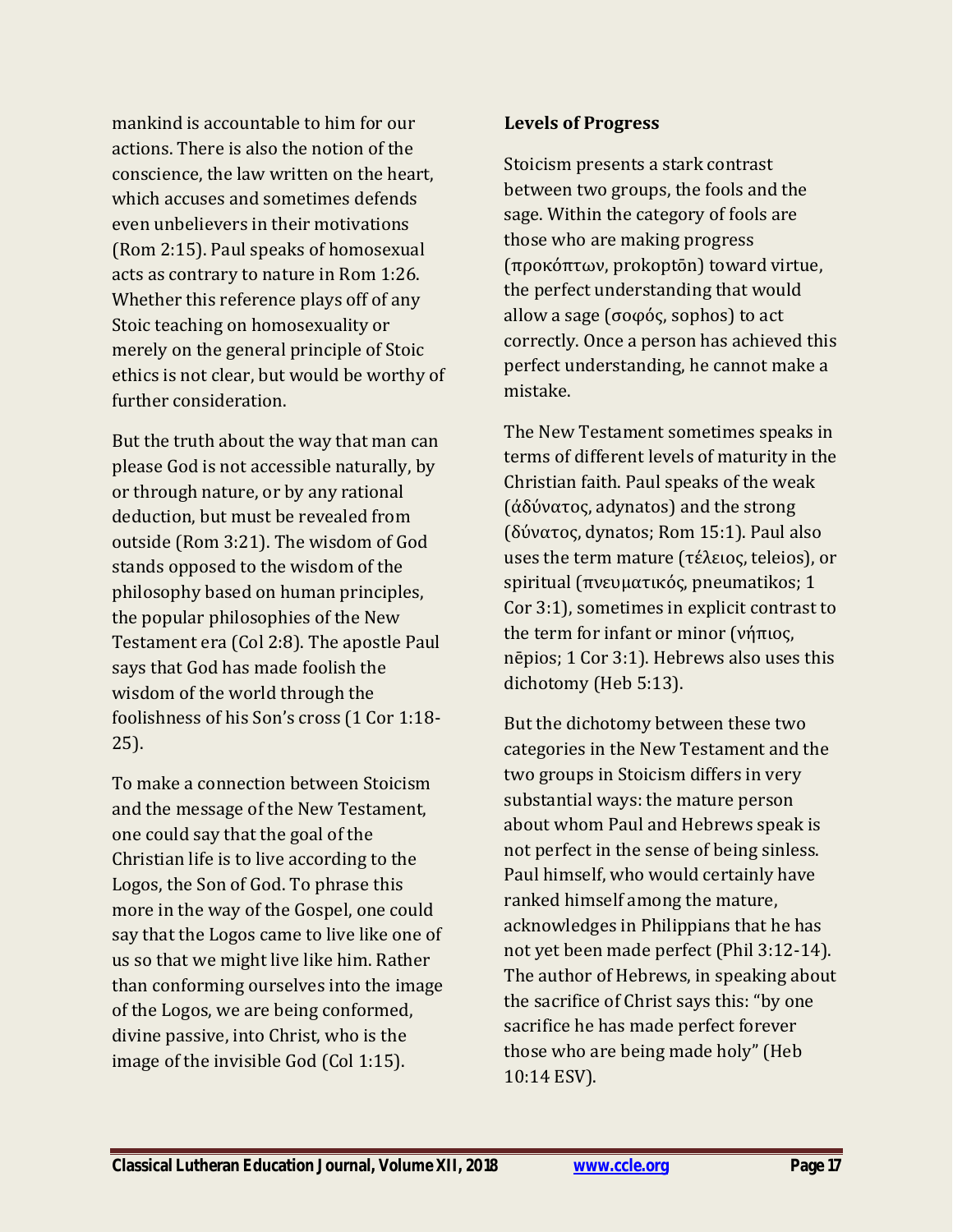mankind is accountable to him for our actions. There is also the notion of the conscience, the law written on the heart, which accuses and sometimes defends even unbelievers in their motivations (Rom 2:15). Paul speaks of homosexual acts as contrary to nature in Rom 1:26. Whether this reference plays off of any Stoic teaching on homosexuality or merely on the general principle of Stoic ethics is not clear, but would be worthy of further consideration.

But the truth about the way that man can please God is not accessible naturally, by or through nature, or by any rational deduction, but must be revealed from outside (Rom 3:21). The wisdom of God stands opposed to the wisdom of the philosophy based on human principles, the popular philosophies of the New Testament era (Col 2:8). The apostle Paul says that God has made foolish the wisdom of the world through the foolishness of his Son's cross (1 Cor 1:18-25).

To make a connection between Stoicism and the message of the New Testament, one could say that the goal of the Christian life is to live according to the Logos, the Son of God. To phrase this more in the way of the Gospel, one could say that the Logos came to live like one of us so that we might live like him. Rather than conforming ourselves into the image of the Logos, we are being conformed, divine passive, into Christ, who is the image of the invisible God (Col 1:15).

**Levels of Progress**

Stoicism presents a stark contrast between two groups, the fools and the sage. Within the category of fools are those who are making progress (προκόπτων, prokoptōn) toward virtue, the perfect understanding that would allow a sage (σοφός, sophos) to act correctly. Once a person has achieved this perfect understanding, he cannot make a mistake.

The New Testament sometimes speaks in terms of different levels of maturity in the Christian faith. Paul speaks of the weak (ἀδύνατος, adynatos) and the strong (δύνατος, dynatos; Rom 15:1). Paul also uses the term mature (τέλειος, teleios), or spiritual (πνευματικός, pneumatikos; 1 Cor 3:1), sometimes in explicit contrast to the term for infant or minor (νήπιος, nēpios; 1 Cor 3:1). Hebrews also uses this dichotomy (Heb 5:13).

But the dichotomy between these two categories in the New Testament and the two groups in Stoicism differs in very substantial ways: the mature person about whom Paul and Hebrews speak is not perfect in the sense of being sinless. Paul himself, who would certainly have ranked himself among the mature, acknowledges in Philippians that he has not yet been made perfect (Phil 3:12-14). The author of Hebrews, in speaking about the sacrifice of Christ says this: "by one sacrifice he has made perfect forever those who are being made holy" (Heb 10:14 ESV).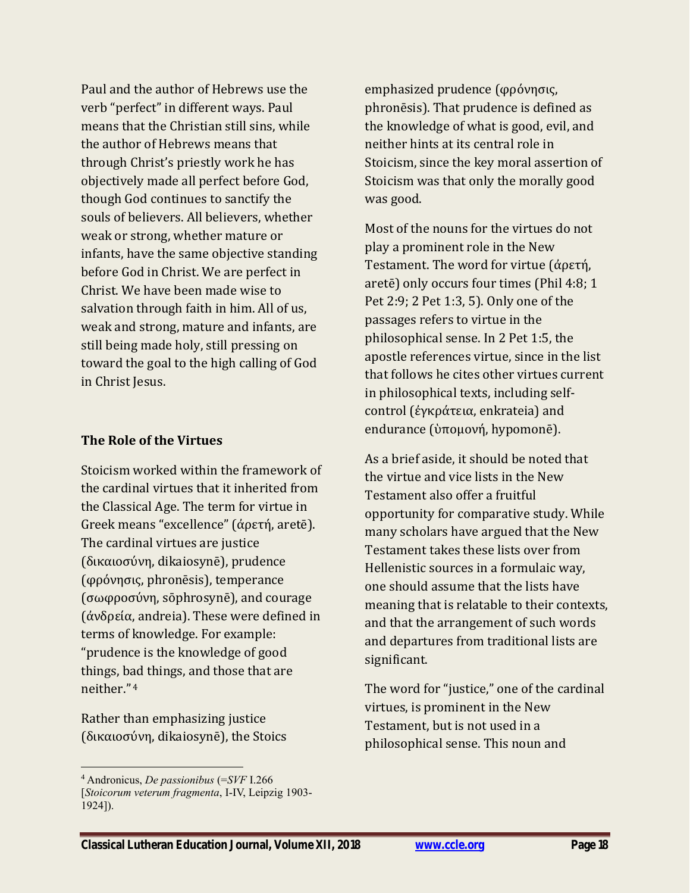Paul and the author of Hebrews use the verb "perfect" in different ways. Paul means that the Christian still sins, while the author of Hebrews means that through Christ's priestly work he has objectively made all perfect before God, though God continues to sanctify the souls of believers. All believers, whether weak or strong, whether mature or infants, have the same objective standing before God in Christ. We are perfect in Christ. We have been made wise to salvation through faith in him. All of us, weak and strong, mature and infants, are still being made holy, still pressing on toward the goal to the high calling of God in Christ Jesus.

### The Role of the Virtues

Stoicism worked within the framework of the cardinal virtues that it inherited from the Classical Age. The term for virtue in Greek means "excellence" (ἀρετή, aretē). The cardinal virtues are justice (δικαιοσύνη, dikaiosynē), prudence (φρόνησις, phronēsis), temperance (σωφροσύνη, sōphrosynē), and courage (ἀνδρεία, andreia). These were defined in terms of knowledge. For example: "prudence is the knowledge of good things, bad things, and those that are neither."[4]

Rather than emphasizing justice (δικαιοσύνη, dikaiosynē), the Stoics emphasized prudence (φρόνησις, phronēsis). That prudence is defined as the knowledge of what is good, evil, and neither hints at its central role in Stoicism, since the key moral assertion of Stoicism was that only the morally good was good.

Most of the nouns for the virtues do not play a prominent role in the New Testament. The word for virtue (ἀρετή, aretē) only occurs four times (Phil 4:8; 1 Pet 2:9; 2 Pet 1:3, 5). Only one of the passages refers to virtue in the philosophical sense. In 2 Pet 1:5, the apostle references virtue, since in the list that follows he cites other virtues current in philosophical texts, including self-control (ἐγκράτεια, enkrateia) and endurance (ὑπομονή, hypomonē).

As a brief aside, it should be noted that the virtue and vice lists in the New Testament also offer a fruitful opportunity for comparative study. While many scholars have argued that the New Testament takes these lists over from Hellenistic sources in a formulaic way, one should assume that the lists have meaning that is relatable to their contexts, and that the arrangement of such words and departures from traditional lists are significant.

The word for "justice," one of the cardinal virtues, is prominent in the New Testament, but is not used in a philosophical sense. This noun and

---

[4] Andronicus, *De passionibus* (=*SVF* I.266 [*Stoicorum veterum fragmenta*, I-IV, Leipzig 1903-1924]).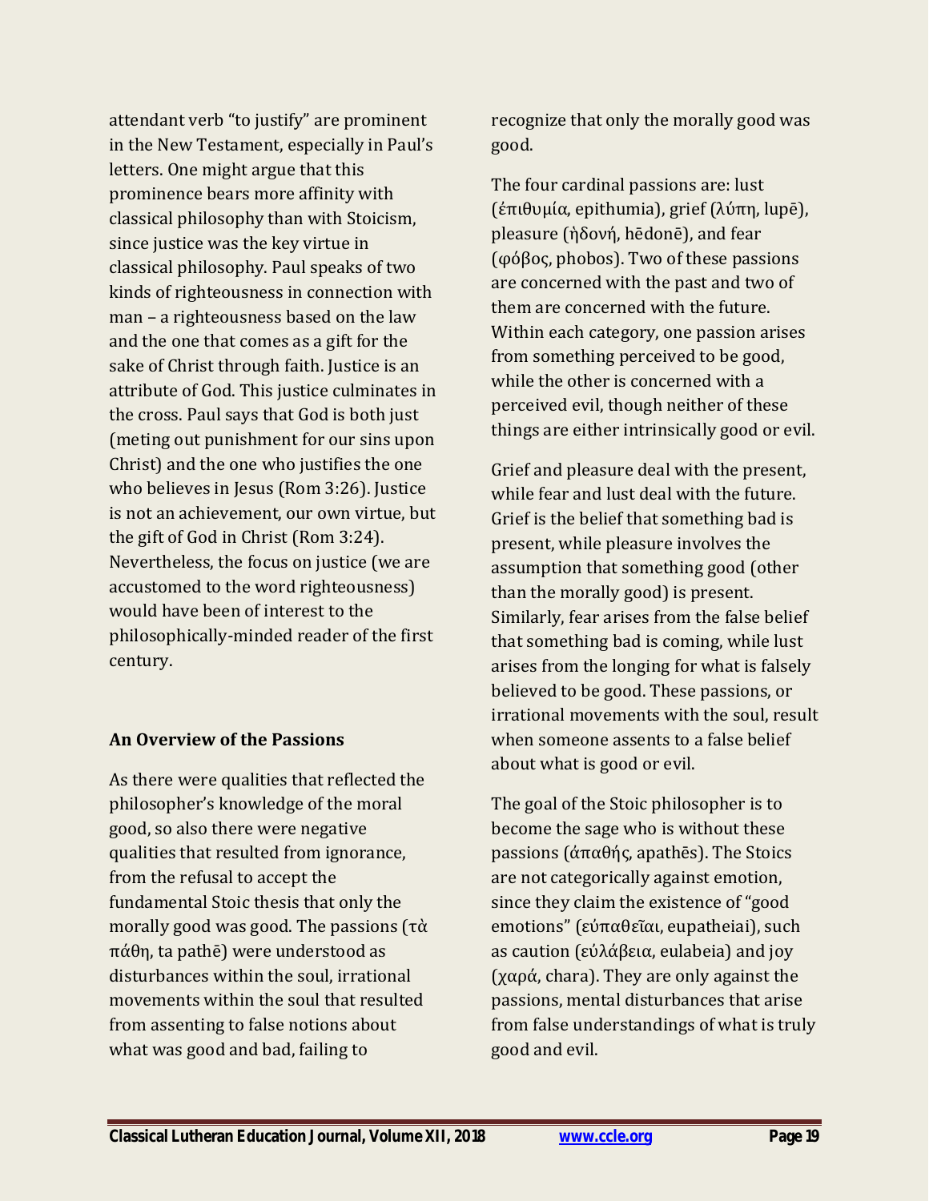attendant verb "to justify" are prominent in the New Testament, especially in Paul's letters. One might argue that this prominence bears more affinity with classical philosophy than with Stoicism, since justice was the key virtue in classical philosophy. Paul speaks of two kinds of righteousness in connection with man – a righteousness based on the law and the one that comes as a gift for the sake of Christ through faith. Justice is an attribute of God. This justice culminates in the cross. Paul says that God is both just (meting out punishment for our sins upon Christ) and the one who justifies the one who believes in Jesus (Rom 3:26). Justice is not an achievement, our own virtue, but the gift of God in Christ (Rom 3:24). Nevertheless, the focus on justice (we are accustomed to the word righteousness) would have been of interest to the philosophically-minded reader of the first century.

### An Overview of the Passions

As there were qualities that reflected the philosopher's knowledge of the moral good, so also there were negative qualities that resulted from ignorance, from the refusal to accept the fundamental Stoic thesis that only the morally good was good. The passions (τὰ πάθη, ta pathē) were understood as disturbances within the soul, irrational movements within the soul that resulted from assenting to false notions about what was good and bad, failing to recognize that only the morally good was good.

The four cardinal passions are: lust (ἐπιθυμία, epithumia), grief (λύπη, lupē), pleasure (ἡδονή, hēdonē), and fear (φόβος, phobos). Two of these passions are concerned with the past and two of them are concerned with the future. Within each category, one passion arises from something perceived to be good, while the other is concerned with a perceived evil, though neither of these things are either intrinsically good or evil.

Grief and pleasure deal with the present, while fear and lust deal with the future. Grief is the belief that something bad is present, while pleasure involves the assumption that something good (other than the morally good) is present. Similarly, fear arises from the false belief that something bad is coming, while lust arises from the longing for what is falsely believed to be good. These passions, or irrational movements with the soul, result when someone assents to a false belief about what is good or evil.

The goal of the Stoic philosopher is to become the sage who is without these passions (ἀπαθής, apathēs). The Stoics are not categorically against emotion, since they claim the existence of "good emotions" (εὐπαθεῖαι, eupatheiai), such as caution (εὐλάβεια, eulabeia) and joy (χαρά, chara). They are only against the passions, mental disturbances that arise from false understandings of what is truly good and evil.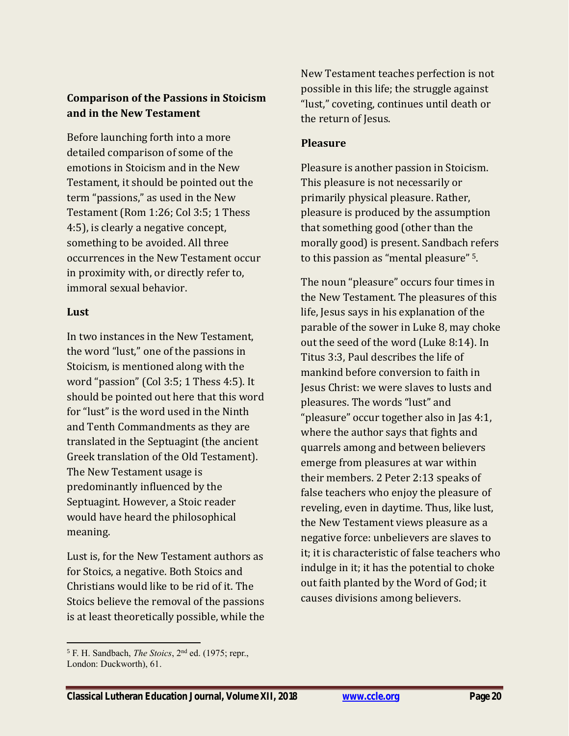### Comparison of the Passions in Stoicism and in the New Testament

Before launching forth into a more detailed comparison of some of the emotions in Stoicism and in the New Testament, it should be pointed out the term "passions," as used in the New Testament (Rom 1:26; Col 3:5; 1 Thess 4:5), is clearly a negative concept, something to be avoided. All three occurrences in the New Testament occur in proximity with, or directly refer to, immoral sexual behavior.

### Lust

In two instances in the New Testament, the word "lust," one of the passions in Stoicism, is mentioned along with the word "passion" (Col 3:5; 1 Thess 4:5). It should be pointed out here that this word for "lust" is the word used in the Ninth and Tenth Commandments as they are translated in the Septuagint (the ancient Greek translation of the Old Testament). The New Testament usage is predominantly influenced by the Septuagint. However, a Stoic reader would have heard the philosophical meaning.

Lust is, for the New Testament authors as for Stoics, a negative. Both Stoics and Christians would like to be rid of it. The Stoics believe the removal of the passions is at least theoretically possible, while the New Testament teaches perfection is not possible in this life; the struggle against "lust," coveting, continues until death or the return of Jesus.

### Pleasure

Pleasure is another passion in Stoicism. This pleasure is not necessarily or primarily physical pleasure. Rather, pleasure is produced by the assumption that something good (other than the morally good) is present. Sandbach refers to this passion as "mental pleasure" [5].

The noun "pleasure" occurs four times in the New Testament. The pleasures of this life, Jesus says in his explanation of the parable of the sower in Luke 8, may choke out the seed of the word (Luke 8:14). In Titus 3:3, Paul describes the life of mankind before conversion to faith in Jesus Christ: we were slaves to lusts and pleasures. The words "lust" and "pleasure" occur together also in Jas 4:1, where the author says that fights and quarrels among and between believers emerge from pleasures at war within their members. 2 Peter 2:13 speaks of false teachers who enjoy the pleasure of reveling, even in daytime. Thus, like lust, the New Testament views pleasure as a negative force: unbelievers are slaves to it; it is characteristic of false teachers who indulge in it; it has the potential to choke out faith planted by the Word of God; it causes divisions among believers.

---

[5] F. H. Sandbach, *The Stoics*, 2nd ed. (1975; repr., London: Duckworth), 61.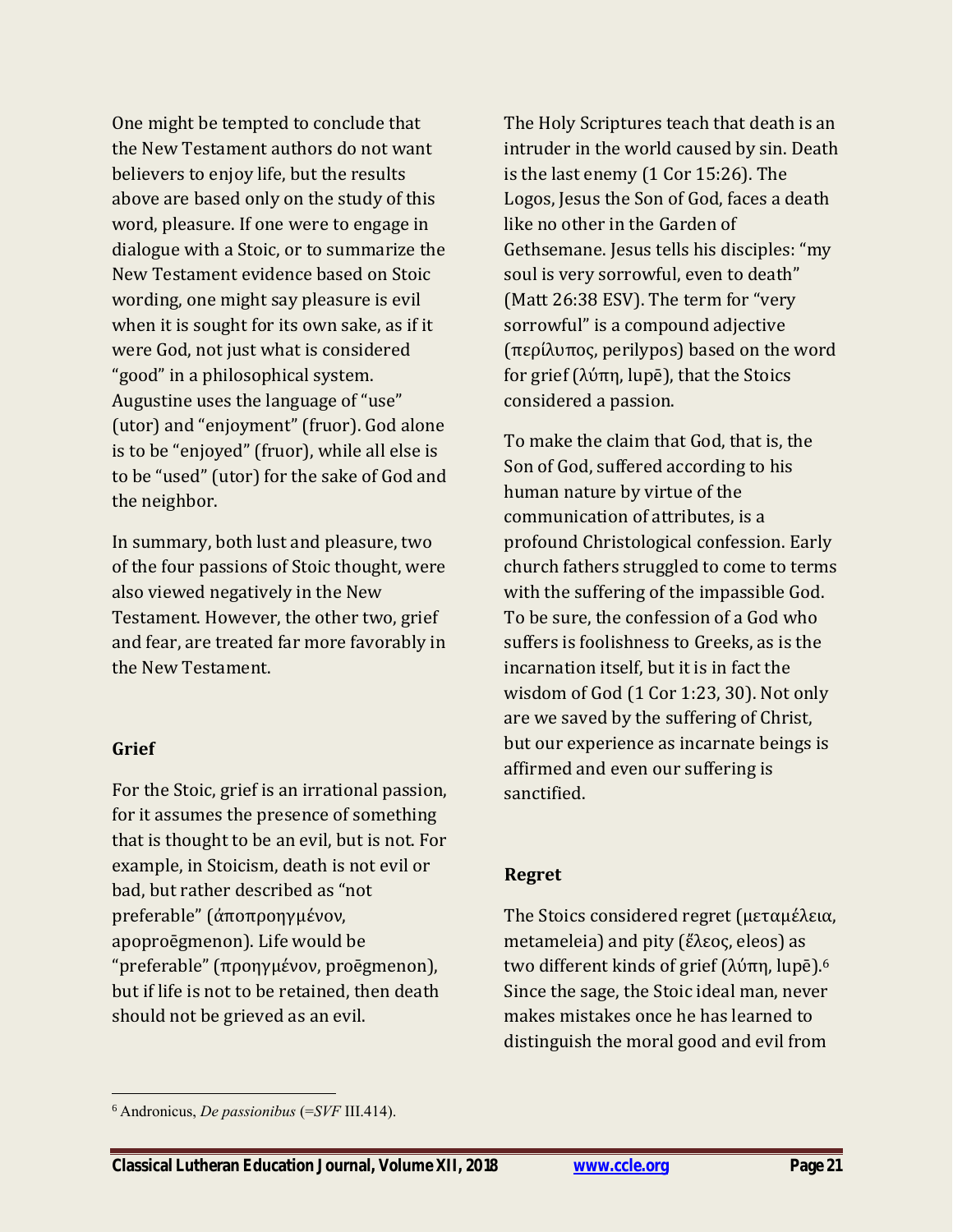One might be tempted to conclude that the New Testament authors do not want believers to enjoy life, but the results above are based only on the study of this word, pleasure. If one were to engage in dialogue with a Stoic, or to summarize the New Testament evidence based on Stoic wording, one might say pleasure is evil when it is sought for its own sake, as if it were God, not just what is considered "good" in a philosophical system. Augustine uses the language of "use" (utor) and "enjoyment" (fruor). God alone is to be "enjoyed" (fruor), while all else is to be "used" (utor) for the sake of God and the neighbor.

In summary, both lust and pleasure, two of the four passions of Stoic thought, were also viewed negatively in the New Testament. However, the other two, grief and fear, are treated far more favorably in the New Testament.

### Grief

For the Stoic, grief is an irrational passion, for it assumes the presence of something that is thought to be an evil, but is not. For example, in Stoicism, death is not evil or bad, but rather described as "not preferable" (ἀποπροηγμένον, apoproēgmenon). Life would be "preferable" (προηγμένον, proēgmenon), but if life is not to be retained, then death should not be grieved as an evil.

The Holy Scriptures teach that death is an intruder in the world caused by sin. Death is the last enemy (1 Cor 15:26). The Logos, Jesus the Son of God, faces a death like no other in the Garden of Gethsemane. Jesus tells his disciples: "my soul is very sorrowful, even to death" (Matt 26:38 ESV). The term for "very sorrowful" is a compound adjective (περίλυπος, perilypos) based on the word for grief (λύπη, lupē), that the Stoics considered a passion.

To make the claim that God, that is, the Son of God, suffered according to his human nature by virtue of the communication of attributes, is a profound Christological confession. Early church fathers struggled to come to terms with the suffering of the impassible God. To be sure, the confession of a God who suffers is foolishness to Greeks, as is the incarnation itself, but it is in fact the wisdom of God (1 Cor 1:23, 30). Not only are we saved by the suffering of Christ, but our experience as incarnate beings is affirmed and even our suffering is sanctified.

### Regret

The Stoics considered regret (μεταμέλεια, metameleia) and pity (ἔλεος, eleos) as two different kinds of grief (λύπη, lupē).[6] Since the sage, the Stoic ideal man, never makes mistakes once he has learned to distinguish the moral good and evil from

---

[6] Andronicus, *De passionibus* (=*SVF* III.414).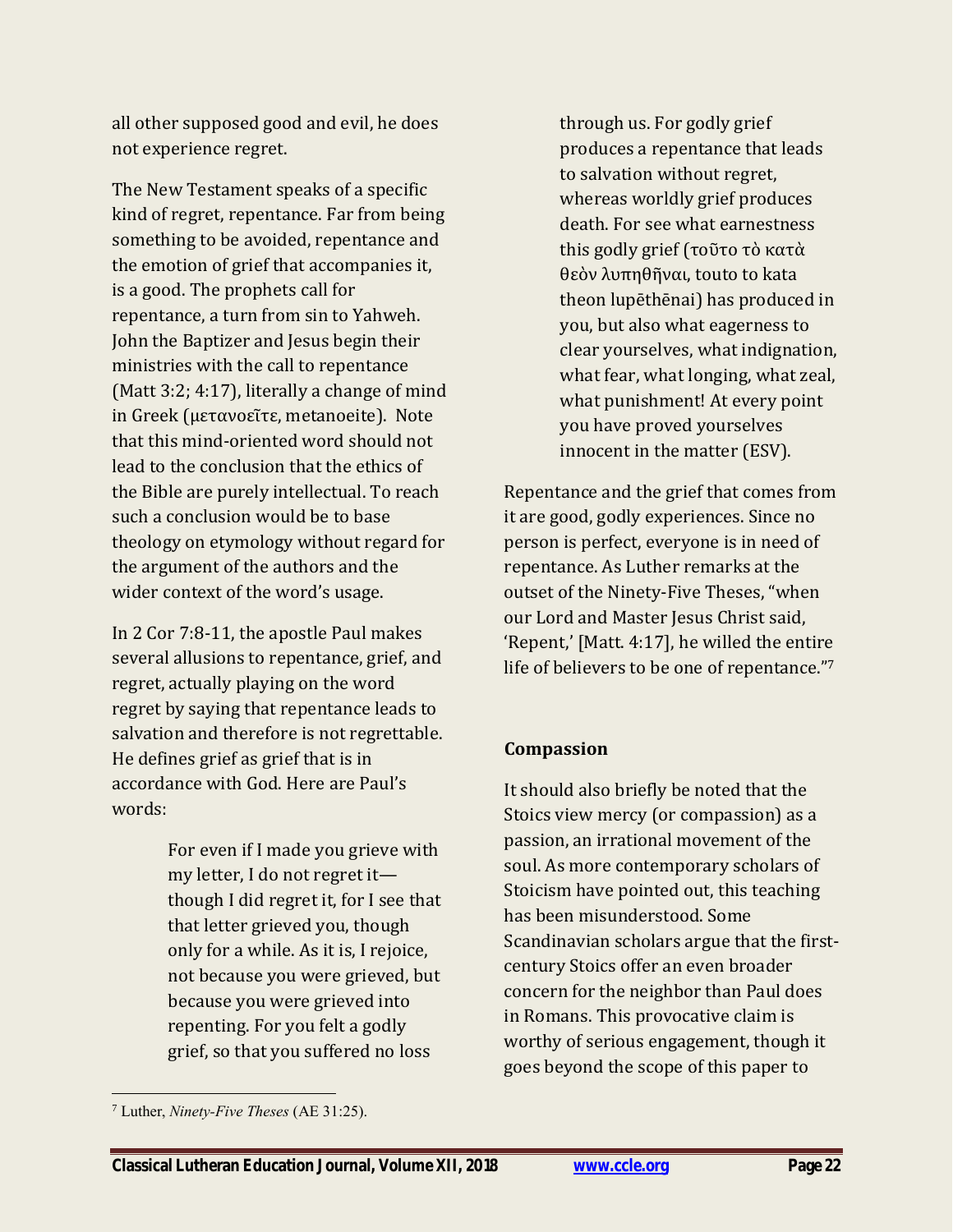all other supposed good and evil, he does not experience regret.

The New Testament speaks of a specific kind of regret, repentance. Far from being something to be avoided, repentance and the emotion of grief that accompanies it, is a good. The prophets call for repentance, a turn from sin to Yahweh. John the Baptizer and Jesus begin their ministries with the call to repentance (Matt 3:2; 4:17), literally a change of mind in Greek (μετανοεῖτε, metanoeite). Note that this mind-oriented word should not lead to the conclusion that the ethics of the Bible are purely intellectual. To reach such a conclusion would be to base theology on etymology without regard for the argument of the authors and the wider context of the word's usage.

In 2 Cor 7:8-11, the apostle Paul makes several allusions to repentance, grief, and regret, actually playing on the word regret by saying that repentance leads to salvation and therefore is not regrettable. He defines grief as grief that is in accordance with God. Here are Paul's words:

> For even if I made you grieve with my letter, I do not regret it—though I did regret it, for I see that that letter grieved you, though only for a while. As it is, I rejoice, not because you were grieved, but because you were grieved into repenting. For you felt a godly grief, so that you suffered no loss through us. For godly grief produces a repentance that leads to salvation without regret, whereas worldly grief produces death. For see what earnestness this godly grief (τοῦτο τὸ κατὰ θεὸν λυπηθῆναι, touto to kata theon lupēthēnai) has produced in you, but also what eagerness to clear yourselves, what indignation, what fear, what longing, what zeal, what punishment! At every point you have proved yourselves innocent in the matter (ESV).

Repentance and the grief that comes from it are good, godly experiences. Since no person is perfect, everyone is in need of repentance. As Luther remarks at the outset of the Ninety-Five Theses, "when our Lord and Master Jesus Christ said, 'Repent,' [Matt. 4:17], he willed the entire life of believers to be one of repentance."[7]

### Compassion

It should also briefly be noted that the Stoics view mercy (or compassion) as a passion, an irrational movement of the soul. As more contemporary scholars of Stoicism have pointed out, this teaching has been misunderstood. Some Scandinavian scholars argue that the first-century Stoics offer an even broader concern for the neighbor than Paul does in Romans. This provocative claim is worthy of serious engagement, though it goes beyond the scope of this paper to

---

[7] Luther, *Ninety-Five Theses* (AE 31:25).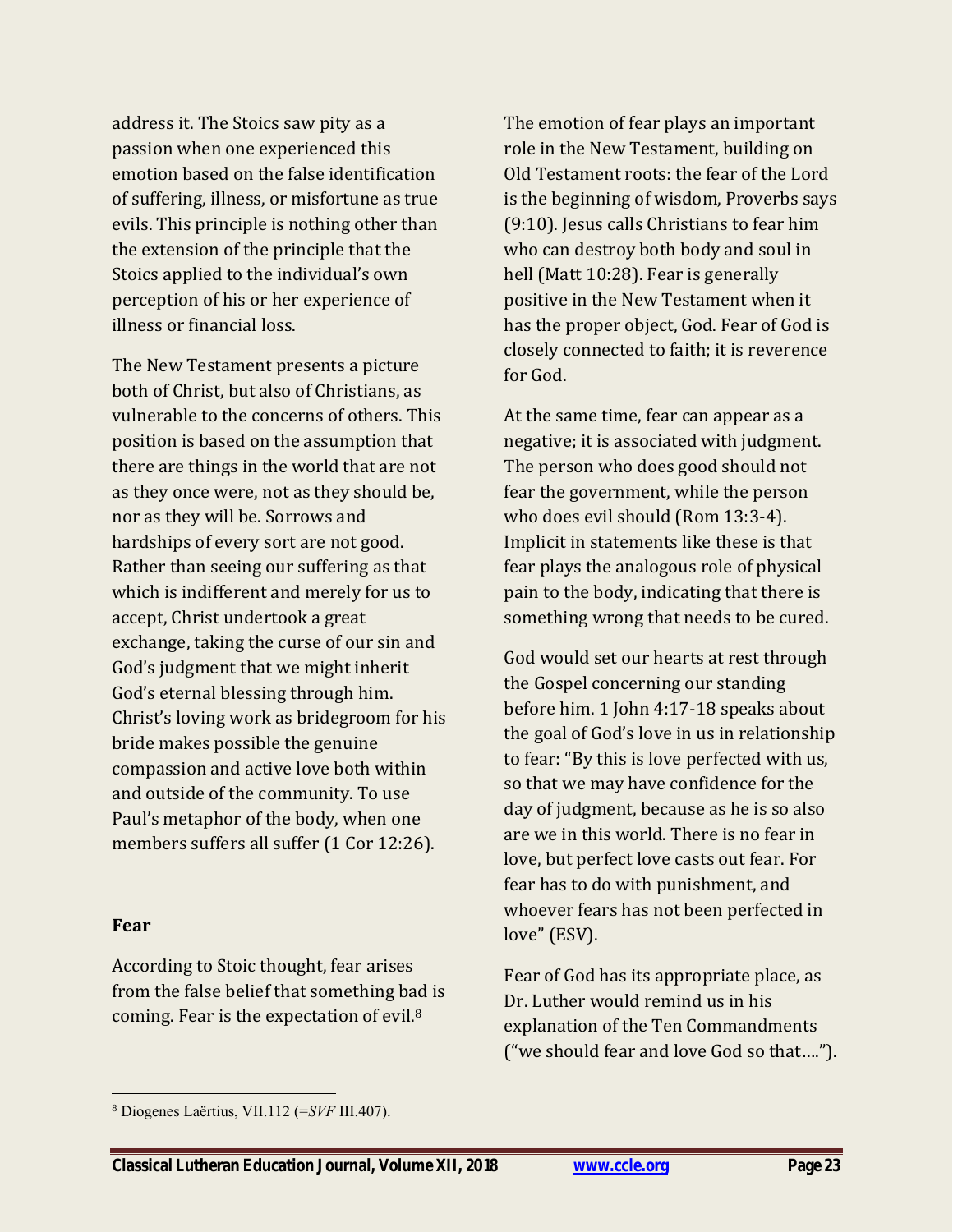address it. The Stoics saw pity as a passion when one experienced this emotion based on the false identification of suffering, illness, or misfortune as true evils. This principle is nothing other than the extension of the principle that the Stoics applied to the individual's own perception of his or her experience of illness or financial loss.

The New Testament presents a picture both of Christ, but also of Christians, as vulnerable to the concerns of others. This position is based on the assumption that there are things in the world that are not as they once were, not as they should be, nor as they will be. Sorrows and hardships of every sort are not good. Rather than seeing our suffering as that which is indifferent and merely for us to accept, Christ undertook a great exchange, taking the curse of our sin and God's judgment that we might inherit God's eternal blessing through him. Christ's loving work as bridegroom for his bride makes possible the genuine compassion and active love both within and outside of the community. To use Paul's metaphor of the body, when one members suffers all suffer (1 Cor 12:26).

**Fear**

According to Stoic thought, fear arises from the false belief that something bad is coming. Fear is the expectation of evil.[8]

The emotion of fear plays an important role in the New Testament, building on Old Testament roots: the fear of the Lord is the beginning of wisdom, Proverbs says (9:10). Jesus calls Christians to fear him who can destroy both body and soul in hell (Matt 10:28). Fear is generally positive in the New Testament when it has the proper object, God. Fear of God is closely connected to faith; it is reverence for God.

At the same time, fear can appear as a negative; it is associated with judgment. The person who does good should not fear the government, while the person who does evil should (Rom 13:3-4). Implicit in statements like these is that fear plays the analogous role of physical pain to the body, indicating that there is something wrong that needs to be cured.

God would set our hearts at rest through the Gospel concerning our standing before him. 1 John 4:17-18 speaks about the goal of God's love in us in relationship to fear: "By this is love perfected with us, so that we may have confidence for the day of judgment, because as he is so also are we in this world. There is no fear in love, but perfect love casts out fear. For fear has to do with punishment, and whoever fears has not been perfected in love" (ESV).

Fear of God has its appropriate place, as Dr. Luther would remind us in his explanation of the Ten Commandments ("we should fear and love God so that….").

[8] Diogenes Laërtius, VII.112 (=*SVF* III.407).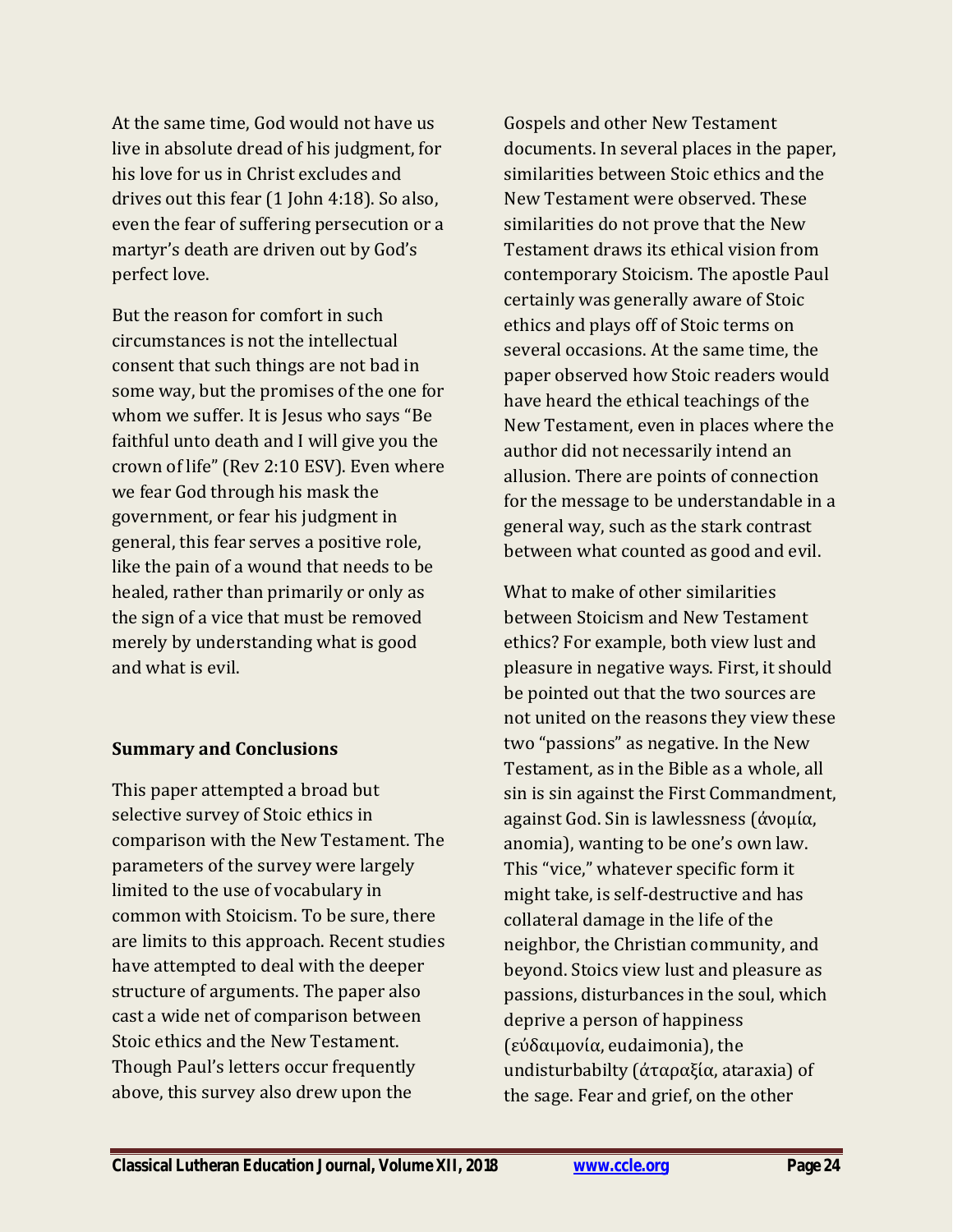At the same time, God would not have us live in absolute dread of his judgment, for his love for us in Christ excludes and drives out this fear (1 John 4:18). So also, even the fear of suffering persecution or a martyr's death are driven out by God's perfect love.

But the reason for comfort in such circumstances is not the intellectual consent that such things are not bad in some way, but the promises of the one for whom we suffer. It is Jesus who says "Be faithful unto death and I will give you the crown of life" (Rev 2:10 ESV). Even where we fear God through his mask the government, or fear his judgment in general, this fear serves a positive role, like the pain of a wound that needs to be healed, rather than primarily or only as the sign of a vice that must be removed merely by understanding what is good and what is evil.

## Summary and Conclusions

This paper attempted a broad but selective survey of Stoic ethics in comparison with the New Testament. The parameters of the survey were largely limited to the use of vocabulary in common with Stoicism. To be sure, there are limits to this approach. Recent studies have attempted to deal with the deeper structure of arguments. The paper also cast a wide net of comparison between Stoic ethics and the New Testament. Though Paul's letters occur frequently above, this survey also drew upon the Gospels and other New Testament documents. In several places in the paper, similarities between Stoic ethics and the New Testament were observed. These similarities do not prove that the New Testament draws its ethical vision from contemporary Stoicism. The apostle Paul certainly was generally aware of Stoic ethics and plays off of Stoic terms on several occasions. At the same time, the paper observed how Stoic readers would have heard the ethical teachings of the New Testament, even in places where the author did not necessarily intend an allusion. There are points of connection for the message to be understandable in a general way, such as the stark contrast between what counted as good and evil.

What to make of other similarities between Stoicism and New Testament ethics? For example, both view lust and pleasure in negative ways. First, it should be pointed out that the two sources are not united on the reasons they view these two "passions" as negative. In the New Testament, as in the Bible as a whole, all sin is sin against the First Commandment, against God. Sin is lawlessness (ἀνομία, anomia), wanting to be one's own law. This "vice," whatever specific form it might take, is self-destructive and has collateral damage in the life of the neighbor, the Christian community, and beyond. Stoics view lust and pleasure as passions, disturbances in the soul, which deprive a person of happiness (εὐδαιμονία, eudaimonia), the undisturbabilty (ἀταραξία, ataraxia) of the sage. Fear and grief, on the other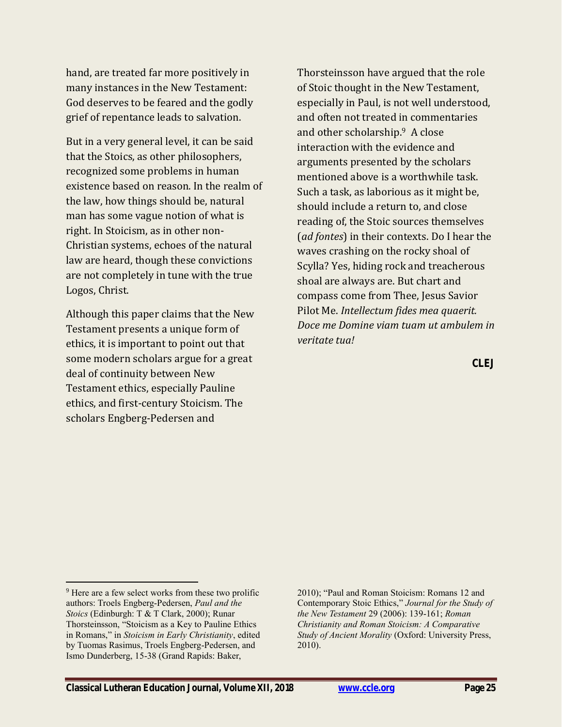hand, are treated far more positively in many instances in the New Testament: God deserves to be feared and the godly grief of repentance leads to salvation.

But in a very general level, it can be said that the Stoics, as other philosophers, recognized some problems in human existence based on reason. In the realm of the law, how things should be, natural man has some vague notion of what is right. In Stoicism, as in other non-Christian systems, echoes of the natural law are heard, though these convictions are not completely in tune with the true Logos, Christ.

Although this paper claims that the New Testament presents a unique form of ethics, it is important to point out that some modern scholars argue for a great deal of continuity between New Testament ethics, especially Pauline ethics, and first-century Stoicism. The scholars Engberg-Pedersen and Thorsteinsson have argued that the role of Stoic thought in the New Testament, especially in Paul, is not well understood, and often not treated in commentaries and other scholarship.[9] A close interaction with the evidence and arguments presented by the scholars mentioned above is a worthwhile task. Such a task, as laborious as it might be, should include a return to, and close reading of, the Stoic sources themselves (*ad fontes*) in their contexts. Do I hear the waves crashing on the rocky shoal of Scylla? Yes, hiding rock and treacherous shoal are always are. But chart and compass come from Thee, Jesus Savior Pilot Me. *Intellectum fides mea quaerit. Doce me Domine viam tuam ut ambulem in veritate tua!*

**CLEJ**

---

[9] Here are a few select works from these two prolific authors: Troels Engberg-Pedersen, *Paul and the Stoics* (Edinburgh: T & T Clark, 2000); Runar Thorsteinsson, "Stoicism as a Key to Pauline Ethics in Romans," in *Stoicism in Early Christianity*, edited by Tuomas Rasimus, Troels Engberg-Pedersen, and Ismo Dunderberg, 15-38 (Grand Rapids: Baker, 2010); "Paul and Roman Stoicism: Romans 12 and Contemporary Stoic Ethics," *Journal for the Study of the New Testament* 29 (2006): 139-161; *Roman Christianity and Roman Stoicism: A Comparative Study of Ancient Morality* (Oxford: University Press, 2010).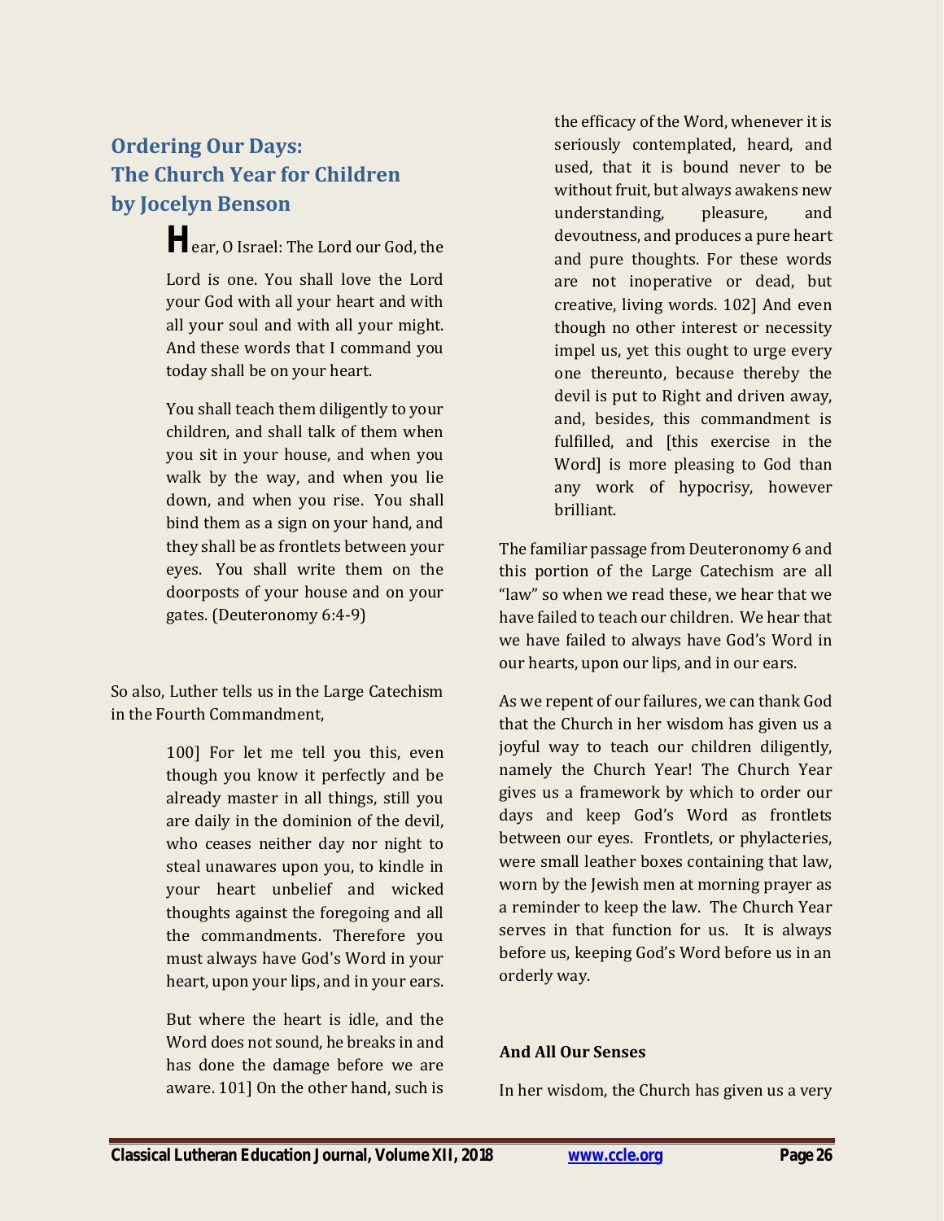## Ordering Our Days: The Church Year for Children by Jocelyn Benson

> Hear, O Israel: The Lord our God, the Lord is one. You shall love the Lord your God with all your heart and with all your soul and with all your might. And these words that I command you today shall be on your heart.
>
> You shall teach them diligently to your children, and shall talk of them when you sit in your house, and when you walk by the way, and when you lie down, and when you rise. You shall bind them as a sign on your hand, and they shall be as frontlets between your eyes. You shall write them on the doorposts of your house and on your gates. (Deuteronomy 6:4-9)

So also, Luther tells us in the Large Catechism in the Fourth Commandment,

> 100] For let me tell you this, even though you know it perfectly and be already master in all things, still you are daily in the dominion of the devil, who ceases neither day nor night to steal unawares upon you, to kindle in your heart unbelief and wicked thoughts against the foregoing and all the commandments. Therefore you must always have God's Word in your heart, upon your lips, and in your ears.
>
> But where the heart is idle, and the Word does not sound, he breaks in and has done the damage before we are aware. 101] On the other hand, such is the efficacy of the Word, whenever it is seriously contemplated, heard, and used, that it is bound never to be without fruit, but always awakens new understanding, pleasure, and devoutness, and produces a pure heart and pure thoughts. For these words are not inoperative or dead, but creative, living words. 102] And even though no other interest or necessity impel us, yet this ought to urge every one thereunto, because thereby the devil is put to Right and driven away, and, besides, this commandment is fulfilled, and [this exercise in the Word] is more pleasing to God than any work of hypocrisy, however brilliant.

The familiar passage from Deuteronomy 6 and this portion of the Large Catechism are all "law" so when we read these, we hear that we have failed to teach our children. We hear that we have failed to always have God's Word in our hearts, upon our lips, and in our ears.

As we repent of our failures, we can thank God that the Church in her wisdom has given us a joyful way to teach our children diligently, namely the Church Year! The Church Year gives us a framework by which to order our days and keep God's Word as frontlets between our eyes. Frontlets, or phylacteries, were small leather boxes containing that law, worn by the Jewish men at morning prayer as a reminder to keep the law. The Church Year serves in that function for us. It is always before us, keeping God's Word before us in an orderly way.

### And All Our Senses

In her wisdom, the Church has given us a very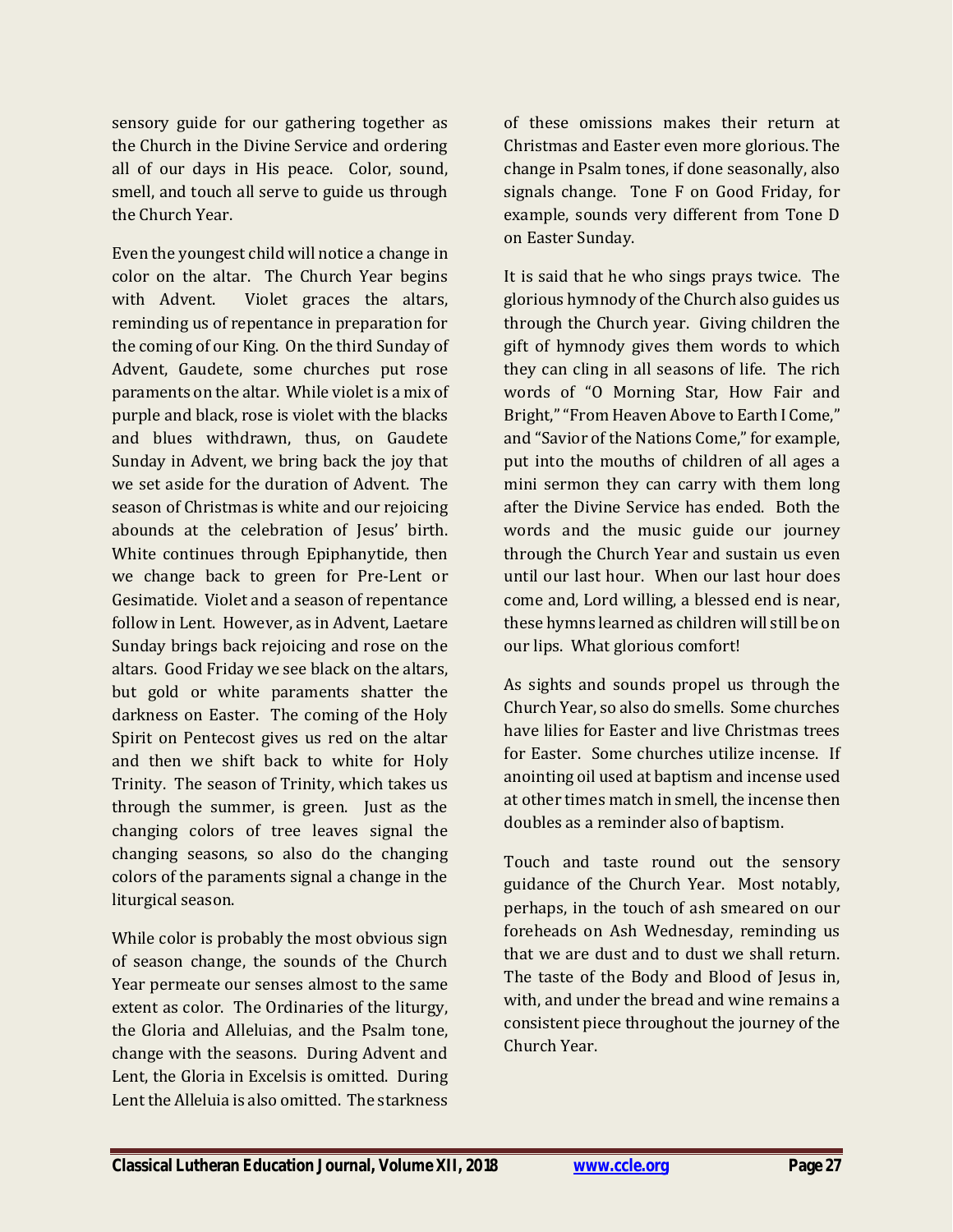sensory guide for our gathering together as the Church in the Divine Service and ordering all of our days in His peace. Color, sound, smell, and touch all serve to guide us through the Church Year.

Even the youngest child will notice a change in color on the altar. The Church Year begins with Advent. Violet graces the altars, reminding us of repentance in preparation for the coming of our King. On the third Sunday of Advent, Gaudete, some churches put rose paraments on the altar. While violet is a mix of purple and black, rose is violet with the blacks and blues withdrawn, thus, on Gaudete Sunday in Advent, we bring back the joy that we set aside for the duration of Advent. The season of Christmas is white and our rejoicing abounds at the celebration of Jesus' birth. White continues through Epiphanytide, then we change back to green for Pre-Lent or Gesimatide. Violet and a season of repentance follow in Lent. However, as in Advent, Laetare Sunday brings back rejoicing and rose on the altars. Good Friday we see black on the altars, but gold or white paraments shatter the darkness on Easter. The coming of the Holy Spirit on Pentecost gives us red on the altar and then we shift back to white for Holy Trinity. The season of Trinity, which takes us through the summer, is green. Just as the changing colors of tree leaves signal the changing seasons, so also do the changing colors of the paraments signal a change in the liturgical season.

While color is probably the most obvious sign of season change, the sounds of the Church Year permeate our senses almost to the same extent as color. The Ordinaries of the liturgy, the Gloria and Alleluias, and the Psalm tone, change with the seasons. During Advent and Lent, the Gloria in Excelsis is omitted. During Lent the Alleluia is also omitted. The starkness of these omissions makes their return at Christmas and Easter even more glorious. The change in Psalm tones, if done seasonally, also signals change. Tone F on Good Friday, for example, sounds very different from Tone D on Easter Sunday.

It is said that he who sings prays twice. The glorious hymnody of the Church also guides us through the Church year. Giving children the gift of hymnody gives them words to which they can cling in all seasons of life. The rich words of "O Morning Star, How Fair and Bright," "From Heaven Above to Earth I Come," and "Savior of the Nations Come," for example, put into the mouths of children of all ages a mini sermon they can carry with them long after the Divine Service has ended. Both the words and the music guide our journey through the Church Year and sustain us even until our last hour. When our last hour does come and, Lord willing, a blessed end is near, these hymns learned as children will still be on our lips. What glorious comfort!

As sights and sounds propel us through the Church Year, so also do smells. Some churches have lilies for Easter and live Christmas trees for Easter. Some churches utilize incense. If anointing oil used at baptism and incense used at other times match in smell, the incense then doubles as a reminder also of baptism.

Touch and taste round out the sensory guidance of the Church Year. Most notably, perhaps, in the touch of ash smeared on our foreheads on Ash Wednesday, reminding us that we are dust and to dust we shall return. The taste of the Body and Blood of Jesus in, with, and under the bread and wine remains a consistent piece throughout the journey of the Church Year.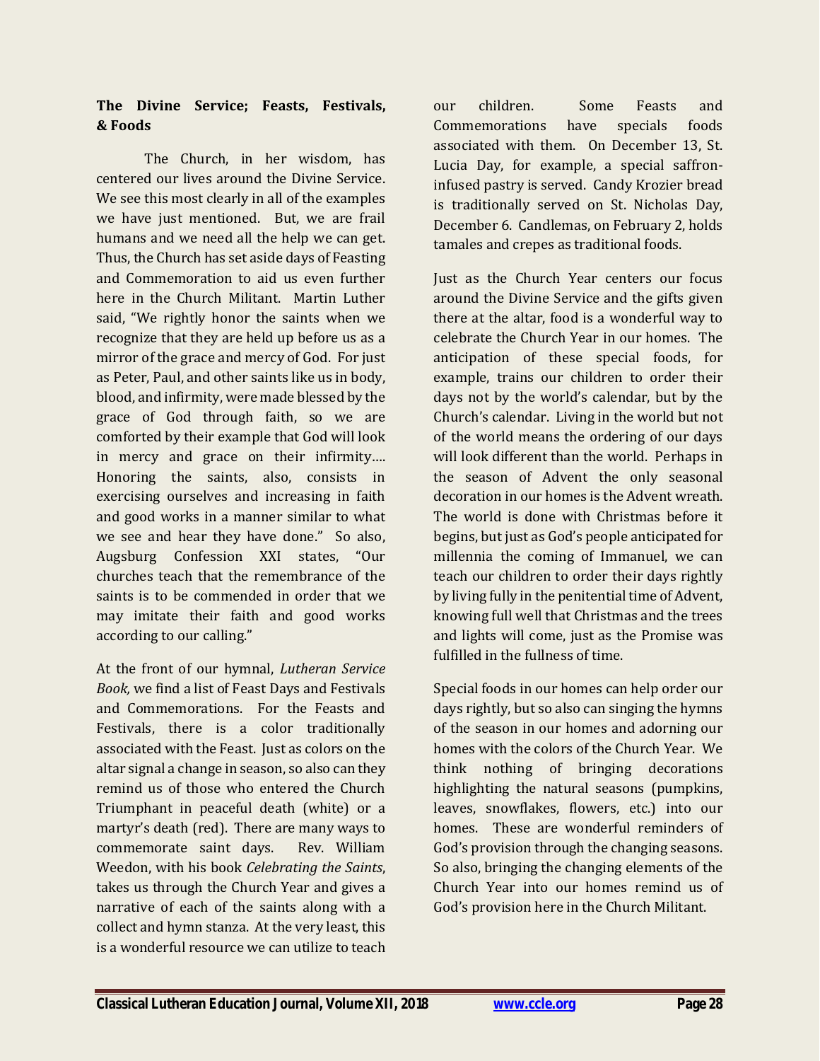**The Divine Service; Feasts, Festivals, & Foods**

The Church, in her wisdom, has centered our lives around the Divine Service. We see this most clearly in all of the examples we have just mentioned. But, we are frail humans and we need all the help we can get. Thus, the Church has set aside days of Feasting and Commemoration to aid us even further here in the Church Militant. Martin Luther said, "We rightly honor the saints when we recognize that they are held up before us as a mirror of the grace and mercy of God. For just as Peter, Paul, and other saints like us in body, blood, and infirmity, were made blessed by the grace of God through faith, so we are comforted by their example that God will look in mercy and grace on their infirmity…. Honoring the saints, also, consists in exercising ourselves and increasing in faith and good works in a manner similar to what we see and hear they have done." So also, Augsburg Confession XXI states, "Our churches teach that the remembrance of the saints is to be commended in order that we may imitate their faith and good works according to our calling."

At the front of our hymnal, *Lutheran Service Book,* we find a list of Feast Days and Festivals and Commemorations. For the Feasts and Festivals, there is a color traditionally associated with the Feast. Just as colors on the altar signal a change in season, so also can they remind us of those who entered the Church Triumphant in peaceful death (white) or a martyr's death (red). There are many ways to commemorate saint days. Rev. William Weedon, with his book *Celebrating the Saints*, takes us through the Church Year and gives a narrative of each of the saints along with a collect and hymn stanza. At the very least, this is a wonderful resource we can utilize to teach our children. Some Feasts and Commemorations have specials foods associated with them. On December 13, St. Lucia Day, for example, a special saffron-infused pastry is served. Candy Krozier bread is traditionally served on St. Nicholas Day, December 6. Candlemas, on February 2, holds tamales and crepes as traditional foods.

Just as the Church Year centers our focus around the Divine Service and the gifts given there at the altar, food is a wonderful way to celebrate the Church Year in our homes. The anticipation of these special foods, for example, trains our children to order their days not by the world's calendar, but by the Church's calendar. Living in the world but not of the world means the ordering of our days will look different than the world. Perhaps in the season of Advent the only seasonal decoration in our homes is the Advent wreath. The world is done with Christmas before it begins, but just as God's people anticipated for millennia the coming of Immanuel, we can teach our children to order their days rightly by living fully in the penitential time of Advent, knowing full well that Christmas and the trees and lights will come, just as the Promise was fulfilled in the fullness of time.

Special foods in our homes can help order our days rightly, but so also can singing the hymns of the season in our homes and adorning our homes with the colors of the Church Year. We think nothing of bringing decorations highlighting the natural seasons (pumpkins, leaves, snowflakes, flowers, etc.) into our homes. These are wonderful reminders of God's provision through the changing seasons. So also, bringing the changing elements of the Church Year into our homes remind us of God's provision here in the Church Militant.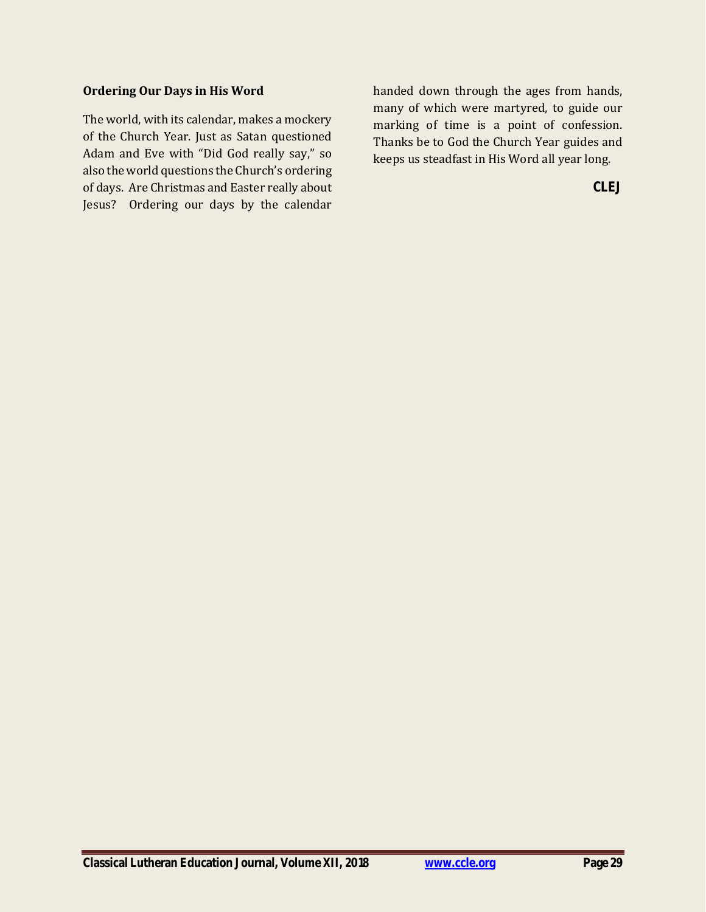**Ordering Our Days in His Word**

The world, with its calendar, makes a mockery of the Church Year. Just as Satan questioned Adam and Eve with "Did God really say," so also the world questions the Church's ordering of days. Are Christmas and Easter really about Jesus? Ordering our days by the calendar handed down through the ages from hands, many of which were martyred, to guide our marking of time is a point of confession. Thanks be to God the Church Year guides and keeps us steadfast in His Word all year long.

**CLEJ**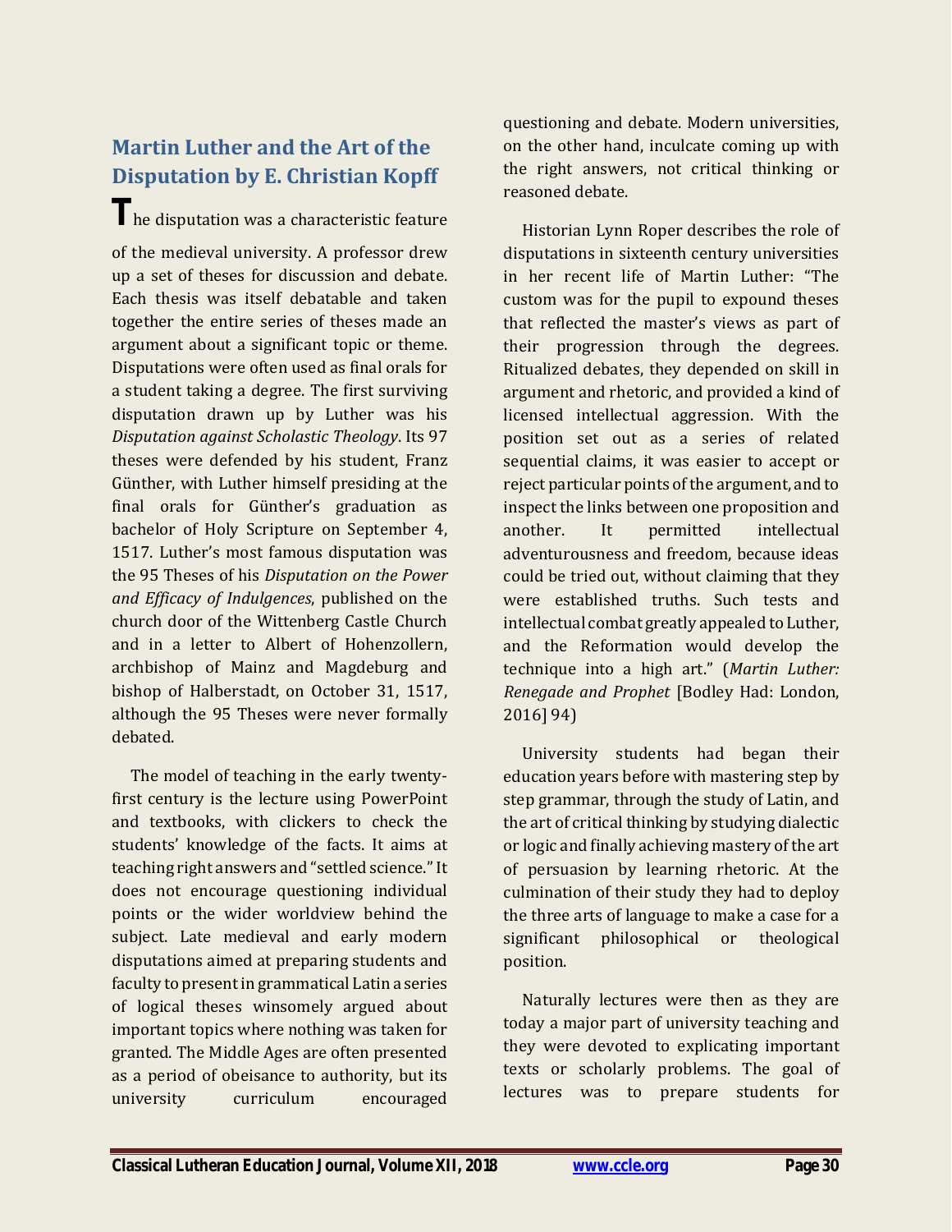## Martin Luther and the Art of the Disputation by E. Christian Kopff

The disputation was a characteristic feature of the medieval university. A professor drew up a set of theses for discussion and debate. Each thesis was itself debatable and taken together the entire series of theses made an argument about a significant topic or theme. Disputations were often used as final orals for a student taking a degree. The first surviving disputation drawn up by Luther was his *Disputation against Scholastic Theology*. Its 97 theses were defended by his student, Franz Günther, with Luther himself presiding at the final orals for Günther's graduation as bachelor of Holy Scripture on September 4, 1517. Luther's most famous disputation was the 95 Theses of his *Disputation on the Power and Efficacy of Indulgences*, published on the church door of the Wittenberg Castle Church and in a letter to Albert of Hohenzollern, archbishop of Mainz and Magdeburg and bishop of Halberstadt, on October 31, 1517, although the 95 Theses were never formally debated.

The model of teaching in the early twenty-first century is the lecture using PowerPoint and textbooks, with clickers to check the students' knowledge of the facts. It aims at teaching right answers and "settled science." It does not encourage questioning individual points or the wider worldview behind the subject. Late medieval and early modern disputations aimed at preparing students and faculty to present in grammatical Latin a series of logical theses winsomely argued about important topics where nothing was taken for granted. The Middle Ages are often presented as a period of obeisance to authority, but its university curriculum encouraged questioning and debate. Modern universities, on the other hand, inculcate coming up with the right answers, not critical thinking or reasoned debate.

Historian Lynn Roper describes the role of disputations in sixteenth century universities in her recent life of Martin Luther: "The custom was for the pupil to expound theses that reflected the master's views as part of their progression through the degrees. Ritualized debates, they depended on skill in argument and rhetoric, and provided a kind of licensed intellectual aggression. With the position set out as a series of related sequential claims, it was easier to accept or reject particular points of the argument, and to inspect the links between one proposition and another. It permitted intellectual adventurousness and freedom, because ideas could be tried out, without claiming that they were established truths. Such tests and intellectual combat greatly appealed to Luther, and the Reformation would develop the technique into a high art." (*Martin Luther: Renegade and Prophet* [Bodley Had: London, 2016] 94)

University students had began their education years before with mastering step by step grammar, through the study of Latin, and the art of critical thinking by studying dialectic or logic and finally achieving mastery of the art of persuasion by learning rhetoric. At the culmination of their study they had to deploy the three arts of language to make a case for a significant philosophical or theological position.

Naturally lectures were then as they are today a major part of university teaching and they were devoted to explicating important texts or scholarly problems. The goal of lectures was to prepare students for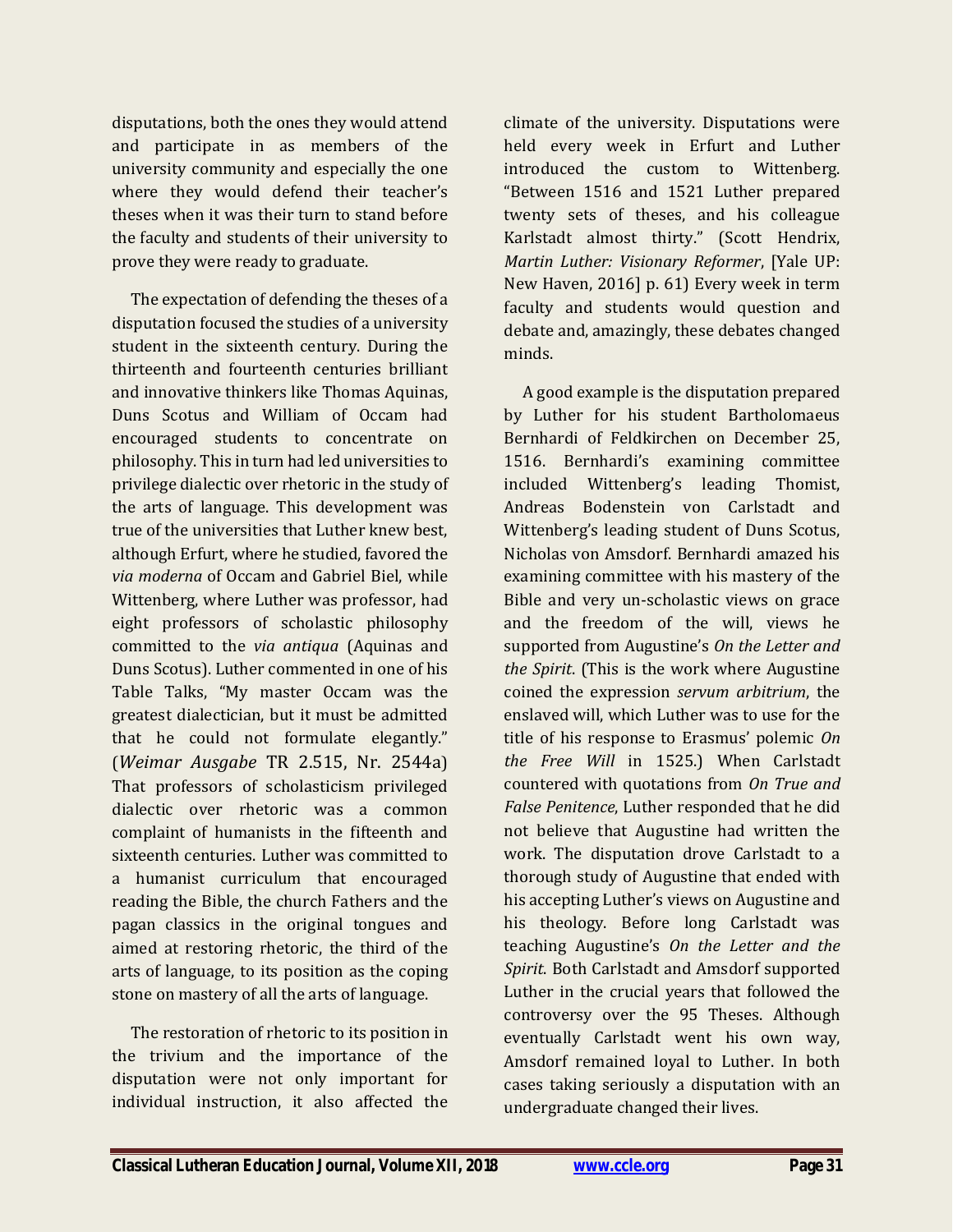disputations, both the ones they would attend and participate in as members of the university community and especially the one where they would defend their teacher's theses when it was their turn to stand before the faculty and students of their university to prove they were ready to graduate.

The expectation of defending the theses of a disputation focused the studies of a university student in the sixteenth century. During the thirteenth and fourteenth centuries brilliant and innovative thinkers like Thomas Aquinas, Duns Scotus and William of Occam had encouraged students to concentrate on philosophy. This in turn had led universities to privilege dialectic over rhetoric in the study of the arts of language. This development was true of the universities that Luther knew best, although Erfurt, where he studied, favored the *via moderna* of Occam and Gabriel Biel, while Wittenberg, where Luther was professor, had eight professors of scholastic philosophy committed to the *via antiqua* (Aquinas and Duns Scotus). Luther commented in one of his Table Talks, "My master Occam was the greatest dialectician, but it must be admitted that he could not formulate elegantly." (*Weimar Ausgabe* TR 2.515, Nr. 2544a) That professors of scholasticism privileged dialectic over rhetoric was a common complaint of humanists in the fifteenth and sixteenth centuries. Luther was committed to a humanist curriculum that encouraged reading the Bible, the church Fathers and the pagan classics in the original tongues and aimed at restoring rhetoric, the third of the arts of language, to its position as the coping stone on mastery of all the arts of language.

The restoration of rhetoric to its position in the trivium and the importance of the disputation were not only important for individual instruction, it also affected the climate of the university. Disputations were held every week in Erfurt and Luther introduced the custom to Wittenberg. "Between 1516 and 1521 Luther prepared twenty sets of theses, and his colleague Karlstadt almost thirty." (Scott Hendrix, *Martin Luther: Visionary Reformer*, [Yale UP: New Haven, 2016] p. 61) Every week in term faculty and students would question and debate and, amazingly, these debates changed minds.

A good example is the disputation prepared by Luther for his student Bartholomaeus Bernhardi of Feldkirchen on December 25, 1516. Bernhardi's examining committee included Wittenberg's leading Thomist, Andreas Bodenstein von Carlstadt and Wittenberg's leading student of Duns Scotus, Nicholas von Amsdorf. Bernhardi amazed his examining committee with his mastery of the Bible and very un-scholastic views on grace and the freedom of the will, views he supported from Augustine's *On the Letter and the Spirit*. (This is the work where Augustine coined the expression *servum arbitrium*, the enslaved will, which Luther was to use for the title of his response to Erasmus' polemic *On the Free Will* in 1525.) When Carlstadt countered with quotations from *On True and False Penitence*, Luther responded that he did not believe that Augustine had written the work. The disputation drove Carlstadt to a thorough study of Augustine that ended with his accepting Luther's views on Augustine and his theology. Before long Carlstadt was teaching Augustine's *On the Letter and the Spirit*. Both Carlstadt and Amsdorf supported Luther in the crucial years that followed the controversy over the 95 Theses. Although eventually Carlstadt went his own way, Amsdorf remained loyal to Luther. In both cases taking seriously a disputation with an undergraduate changed their lives.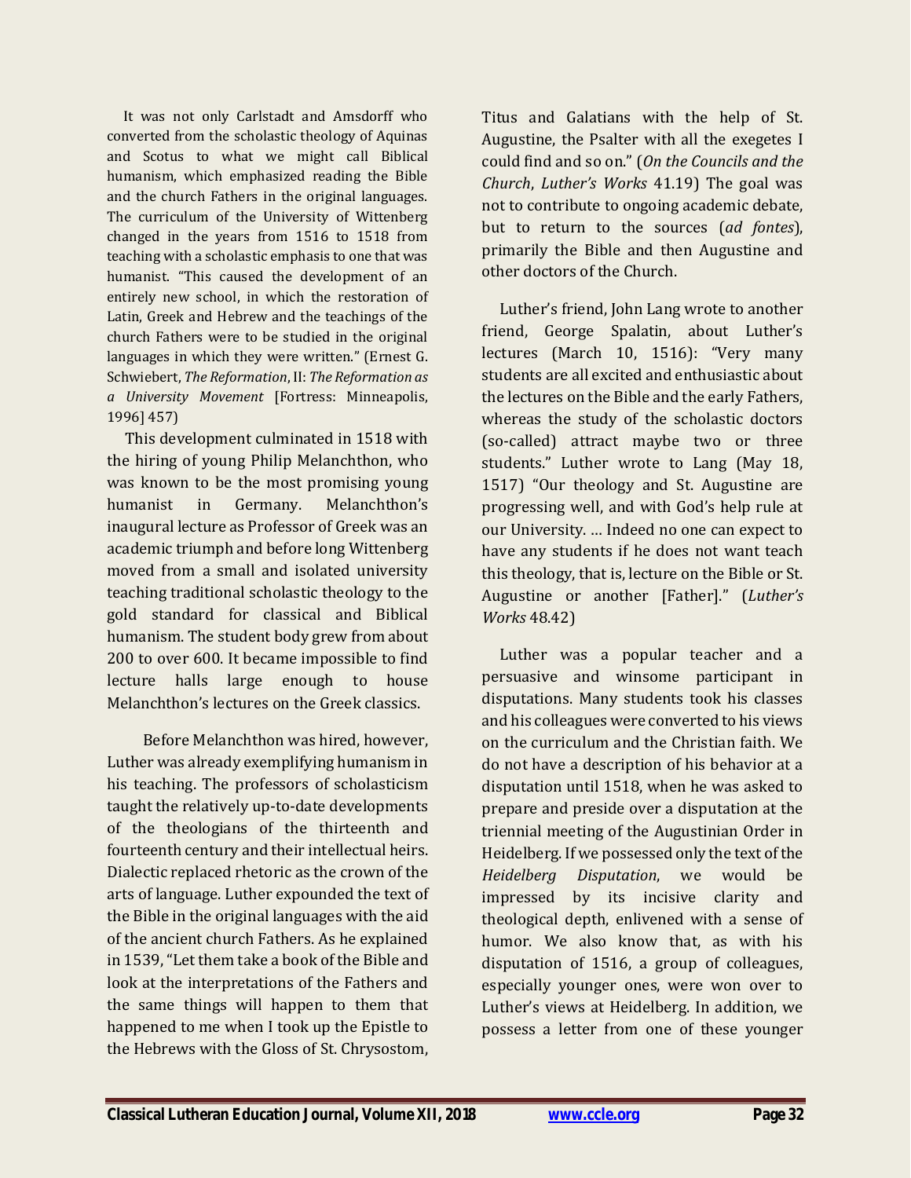It was not only Carlstadt and Amsdorff who converted from the scholastic theology of Aquinas and Scotus to what we might call Biblical humanism, which emphasized reading the Bible and the church Fathers in the original languages. The curriculum of the University of Wittenberg changed in the years from 1516 to 1518 from teaching with a scholastic emphasis to one that was humanist. "This caused the development of an entirely new school, in which the restoration of Latin, Greek and Hebrew and the teachings of the church Fathers were to be studied in the original languages in which they were written." (Ernest G. Schwiebert, *The Reformation*, II: *The Reformation as a University Movement* [Fortress: Minneapolis, 1996] 457)

This development culminated in 1518 with the hiring of young Philip Melanchthon, who was known to be the most promising young humanist in Germany. Melanchthon's inaugural lecture as Professor of Greek was an academic triumph and before long Wittenberg moved from a small and isolated university teaching traditional scholastic theology to the gold standard for classical and Biblical humanism. The student body grew from about 200 to over 600. It became impossible to find lecture halls large enough to house Melanchthon's lectures on the Greek classics.

Before Melanchthon was hired, however, Luther was already exemplifying humanism in his teaching. The professors of scholasticism taught the relatively up-to-date developments of the theologians of the thirteenth and fourteenth century and their intellectual heirs. Dialectic replaced rhetoric as the crown of the arts of language. Luther expounded the text of the Bible in the original languages with the aid of the ancient church Fathers. As he explained in 1539, "Let them take a book of the Bible and look at the interpretations of the Fathers and the same things will happen to them that happened to me when I took up the Epistle to the Hebrews with the Gloss of St. Chrysostom, Titus and Galatians with the help of St. Augustine, the Psalter with all the exegetes I could find and so on." (*On the Councils and the Church*, *Luther's Works* 41.19) The goal was not to contribute to ongoing academic debate, but to return to the sources (*ad fontes*), primarily the Bible and then Augustine and other doctors of the Church.

Luther's friend, John Lang wrote to another friend, George Spalatin, about Luther's lectures (March 10, 1516): "Very many students are all excited and enthusiastic about the lectures on the Bible and the early Fathers, whereas the study of the scholastic doctors (so-called) attract maybe two or three students." Luther wrote to Lang (May 18, 1517) "Our theology and St. Augustine are progressing well, and with God's help rule at our University. … Indeed no one can expect to have any students if he does not want teach this theology, that is, lecture on the Bible or St. Augustine or another [Father]." (*Luther's Works* 48.42)

Luther was a popular teacher and a persuasive and winsome participant in disputations. Many students took his classes and his colleagues were converted to his views on the curriculum and the Christian faith. We do not have a description of his behavior at a disputation until 1518, when he was asked to prepare and preside over a disputation at the triennial meeting of the Augustinian Order in Heidelberg. If we possessed only the text of the *Heidelberg Disputation*, we would be impressed by its incisive clarity and theological depth, enlivened with a sense of humor. We also know that, as with his disputation of 1516, a group of colleagues, especially younger ones, were won over to Luther's views at Heidelberg. In addition, we possess a letter from one of these younger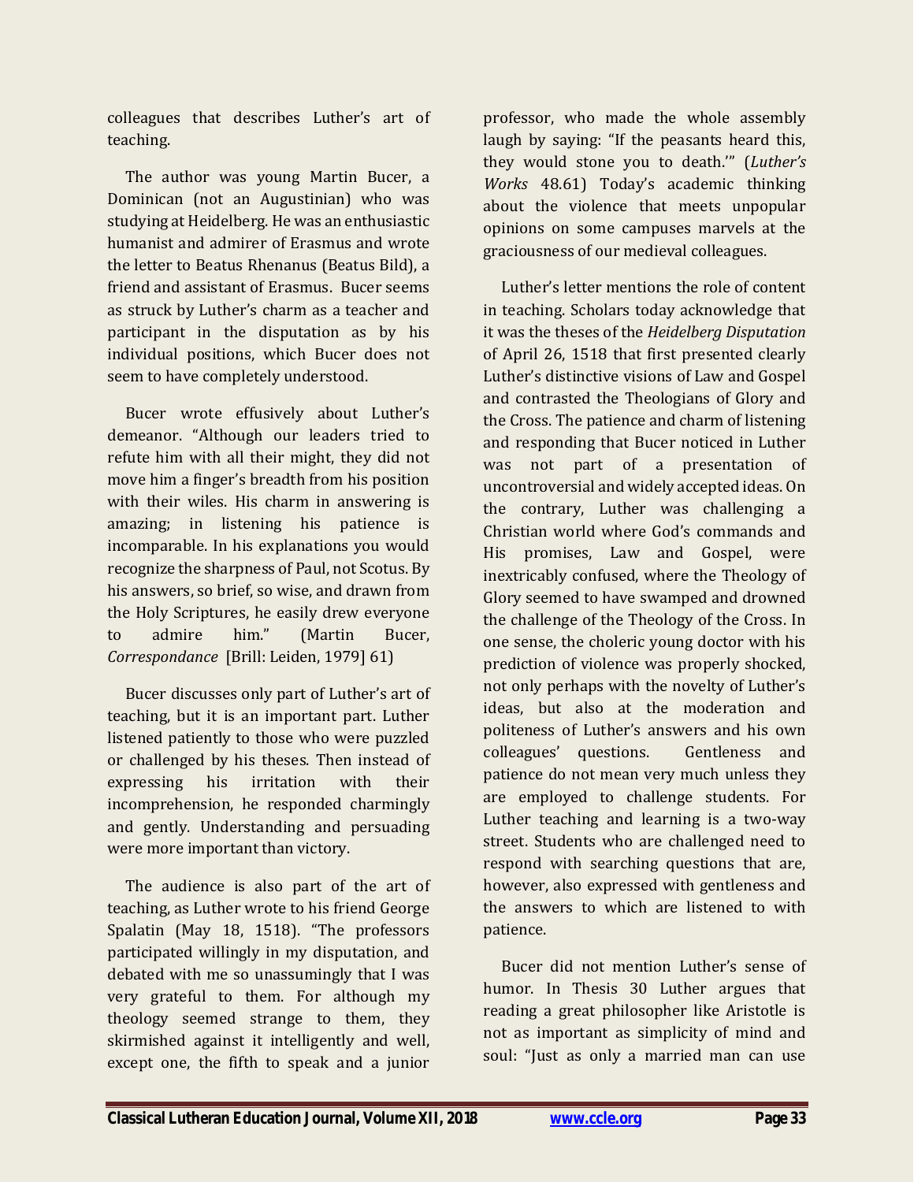colleagues that describes Luther's art of teaching.

The author was young Martin Bucer, a Dominican (not an Augustinian) who was studying at Heidelberg. He was an enthusiastic humanist and admirer of Erasmus and wrote the letter to Beatus Rhenanus (Beatus Bild), a friend and assistant of Erasmus. Bucer seems as struck by Luther's charm as a teacher and participant in the disputation as by his individual positions, which Bucer does not seem to have completely understood.

Bucer wrote effusively about Luther's demeanor. "Although our leaders tried to refute him with all their might, they did not move him a finger's breadth from his position with their wiles. His charm in answering is amazing; in listening his patience is incomparable. In his explanations you would recognize the sharpness of Paul, not Scotus. By his answers, so brief, so wise, and drawn from the Holy Scriptures, he easily drew everyone to admire him." (Martin Bucer, *Correspondance* [Brill: Leiden, 1979] 61)

Bucer discusses only part of Luther's art of teaching, but it is an important part. Luther listened patiently to those who were puzzled or challenged by his theses. Then instead of expressing his irritation with their incomprehension, he responded charmingly and gently. Understanding and persuading were more important than victory.

The audience is also part of the art of teaching, as Luther wrote to his friend George Spalatin (May 18, 1518). "The professors participated willingly in my disputation, and debated with me so unassumingly that I was very grateful to them. For although my theology seemed strange to them, they skirmished against it intelligently and well, except one, the fifth to speak and a junior professor, who made the whole assembly laugh by saying: 'If the peasants heard this, they would stone you to death.'" (*Luther's Works* 48.61) Today's academic thinking about the violence that meets unpopular opinions on some campuses marvels at the graciousness of our medieval colleagues.

Luther's letter mentions the role of content in teaching. Scholars today acknowledge that it was the theses of the *Heidelberg Disputation* of April 26, 1518 that first presented clearly Luther's distinctive visions of Law and Gospel and contrasted the Theologians of Glory and the Cross. The patience and charm of listening and responding that Bucer noticed in Luther was not part of a presentation of uncontroversial and widely accepted ideas. On the contrary, Luther was challenging a Christian world where God's commands and His promises, Law and Gospel, were inextricably confused, where the Theology of Glory seemed to have swamped and drowned the challenge of the Theology of the Cross. In one sense, the choleric young doctor with his prediction of violence was properly shocked, not only perhaps with the novelty of Luther's ideas, but also at the moderation and politeness of Luther's answers and his own colleagues' questions. Gentleness and patience do not mean very much unless they are employed to challenge students. For Luther teaching and learning is a two-way street. Students who are challenged need to respond with searching questions that are, however, also expressed with gentleness and the answers to which are listened to with patience.

Bucer did not mention Luther's sense of humor. In Thesis 30 Luther argues that reading a great philosopher like Aristotle is not as important as simplicity of mind and soul: "Just as only a married man can use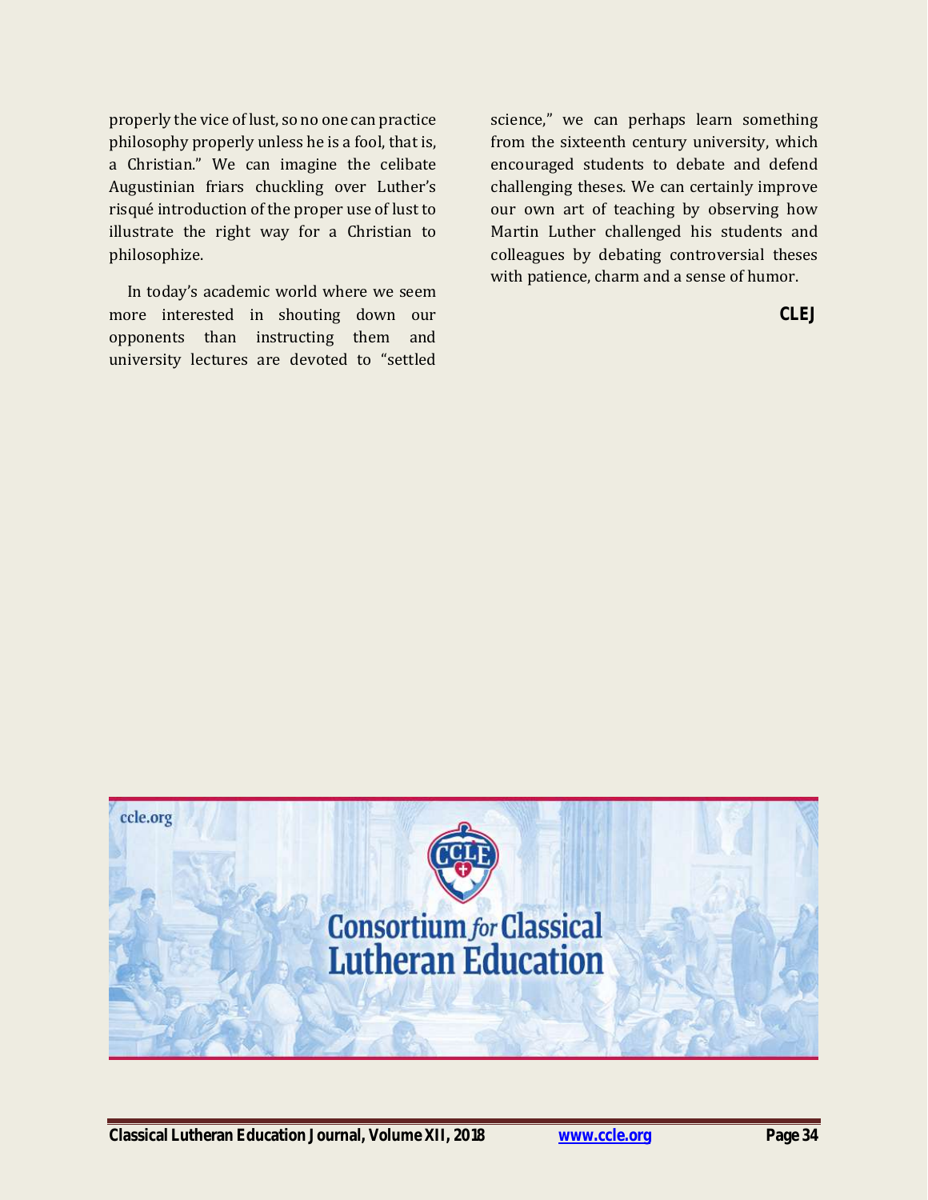properly the vice of lust, so no one can practice philosophy properly unless he is a fool, that is, a Christian." We can imagine the celibate Augustinian friars chuckling over Luther's risqué introduction of the proper use of lust to illustrate the right way for a Christian to philosophize.

In today's academic world where we seem more interested in shouting down our opponents than instructing them and university lectures are devoted to "settled science," we can perhaps learn something from the sixteenth century university, which encouraged students to debate and defend challenging theses. We can certainly improve our own art of teaching by observing how Martin Luther challenged his students and colleagues by debating controversial theses with patience, charm and a sense of humor.

**CLEJ**

ccle.org

Consortium *for* Classical Lutheran Education